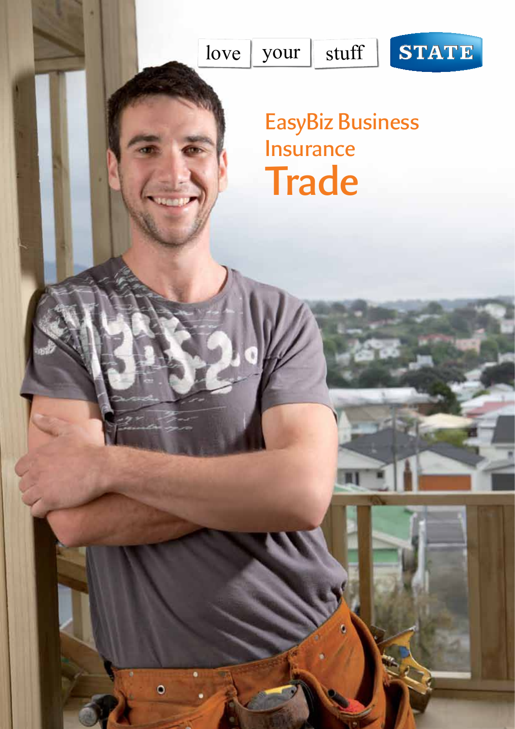love your stuff

STATE

# EasyBiz Business Insurance

# Trade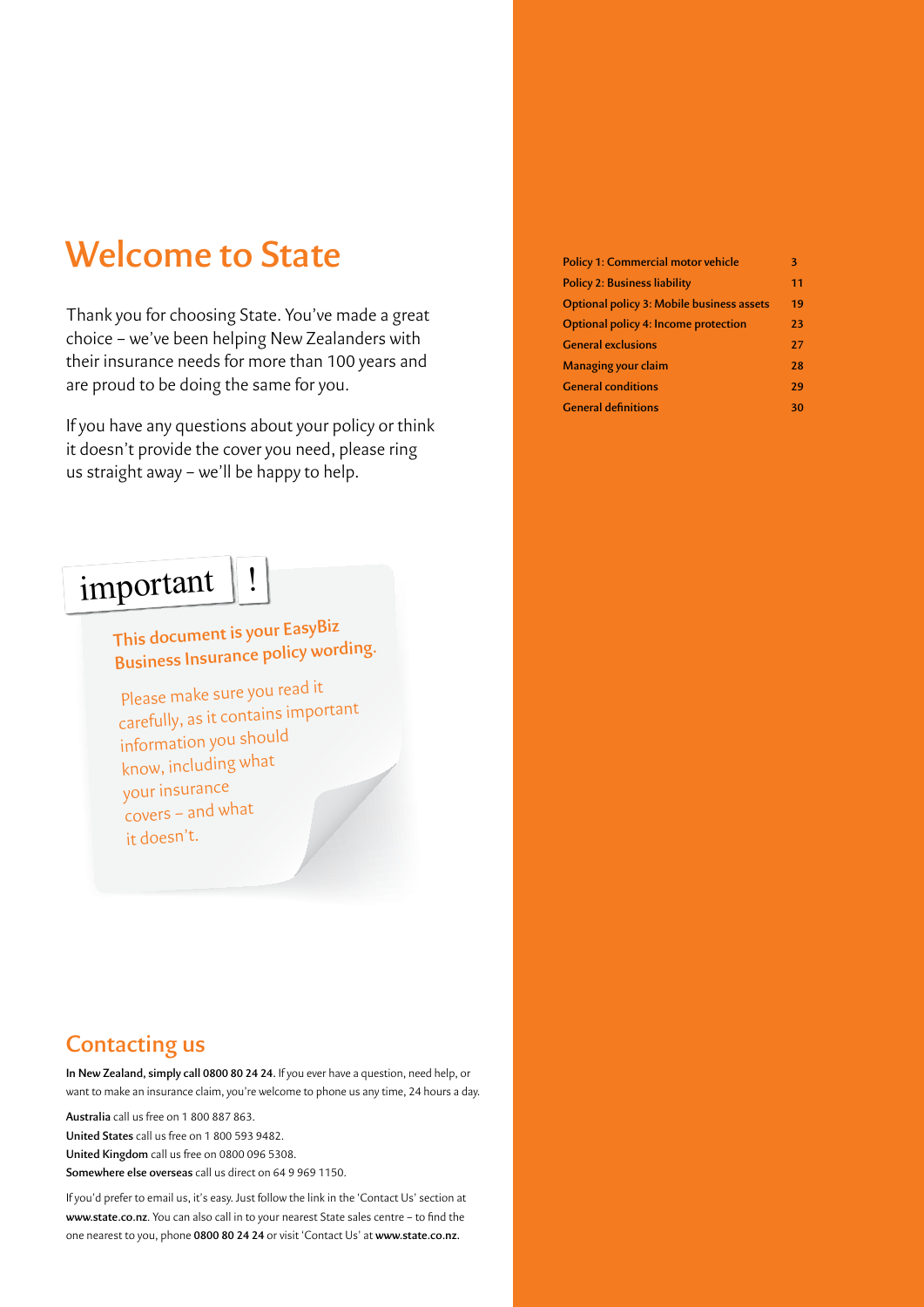# Welcome to State

Thank you for choosing State. You've made a great choice – we've been helping New Zealanders with their insurance needs for more than 100 years and are proud to be doing the same for you.

If you have any questions about your policy or think it doesn't provide the cover you need, please ring us straight away – we'll be happy to help.

| | |
|---|---|
| **Policy 1: Commercial motor vehicle** | **3** |
| **Policy 2: Business liability** | **11** |
| **Optional policy 3: Mobile business assets** | **19** |
| **Optional policy 4: Income protection** | **23** |
| **General exclusions** | **27** |
| **Managing your claim** | **28** |
| **General conditions** | **29** |
| **General definitions** | **30** |

important !

**This document is your EasyBiz Business Insurance policy wording.**

Please make sure you read it carefully, as it contains important information you should know, including what your insurance covers – and what it doesn't.

## Contacting us

**In New Zealand, simply call 0800 80 24 24.** If you ever have a question, need help, or want to make an insurance claim, you're welcome to phone us any time, 24 hours a day.

**Australia** call us free on 1 800 887 863.
**United States** call us free on 1 800 593 9482.
**United Kingdom** call us free on 0800 096 5308.
**Somewhere else overseas** call us direct on 64 9 969 1150.

If you'd prefer to email us, it's easy. Just follow the link in the 'Contact Us' section at **www.state.co.nz**. You can also call in to your nearest State sales centre – to find the one nearest to you, phone **0800 80 24 24** or visit 'Contact Us' at **www.state.co.nz**.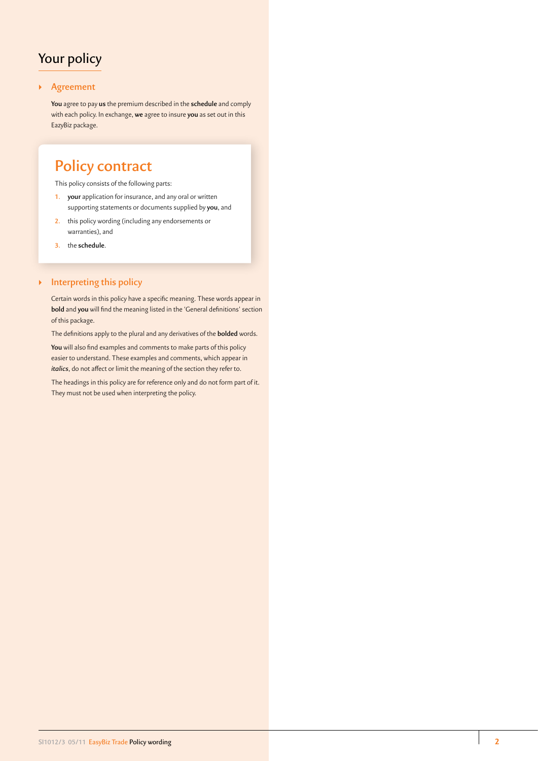# Your policy

## Agreement

**You** agree to pay **us** the premium described in the **schedule** and comply with each policy. In exchange, **we** agree to insure **you** as set out in this EazyBiz package.

## Policy contract

This policy consists of the following parts:

1. **your** application for insurance, and any oral or written supporting statements or documents supplied by **you**, and
2. this policy wording (including any endorsements or warranties), and
3. the **schedule**.

## Interpreting this policy

Certain words in this policy have a specific meaning. These words appear in **bold** and **you** will find the meaning listed in the 'General definitions' section of this package.

The definitions apply to the plural and any derivatives of the **bolded** words.

**You** will also find examples and comments to make parts of this policy easier to understand. These examples and comments, which appear in *italics*, do not affect or limit the meaning of the section they refer to.

The headings in this policy are for reference only and do not form part of it. They must not be used when interpreting the policy.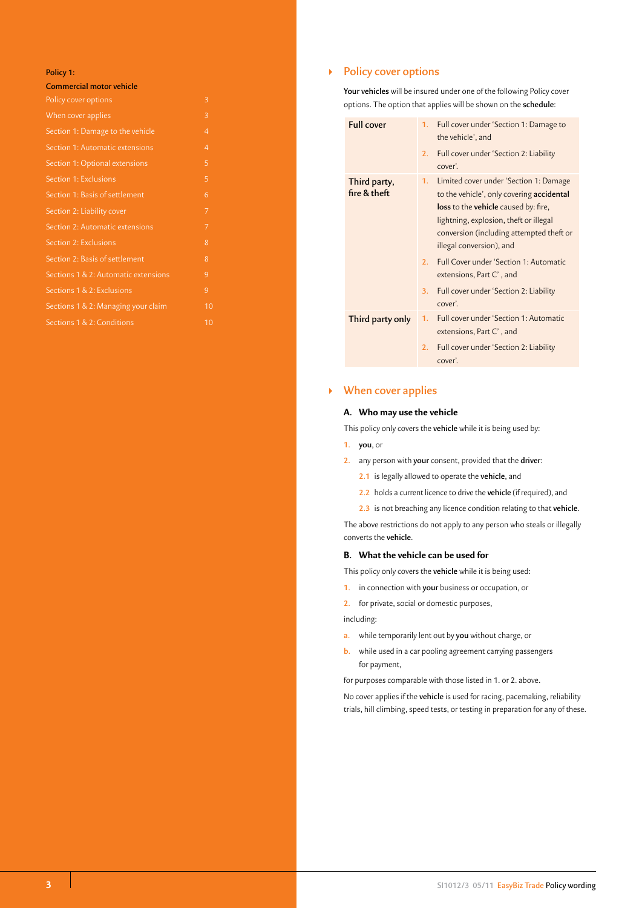**Policy 1: Commercial motor vehicle**

| | |
|---|---|
| Policy cover options | 3 |
| When cover applies | 3 |
| Section 1: Damage to the vehicle | 4 |
| Section 1: Automatic extensions | 4 |
| Section 1: Optional extensions | 5 |
| Section 1: Exclusions | 5 |
| Section 1: Basis of settlement | 6 |
| Section 2: Liability cover | 7 |
| Section 2: Automatic extensions | 7 |
| Section 2: Exclusions | 8 |
| Section 2: Basis of settlement | 8 |
| Sections 1 & 2: Automatic extensions | 9 |
| Sections 1 & 2: Exclusions | 9 |
| Sections 1 & 2: Managing your claim | 10 |
| Sections 1 & 2: Conditions | 10 |

## Policy cover options

**Your vehicles** will be insured under one of the following Policy cover options. The option that applies will be shown on the **schedule**:

| Option | Cover |
|---|---|
| **Full cover** | 1. Full cover under 'Section 1: Damage to the vehicle', and<br>2. Full cover under 'Section 2: Liability cover'. |
| **Third party, fire & theft** | 1. Limited cover under 'Section 1: Damage to the vehicle', only covering **accidental loss** to the **vehicle** caused by: fire, lightning, explosion, theft or illegal conversion (including attempted theft or illegal conversion), and<br>2. Full Cover under 'Section 1: Automatic extensions, Part C' , and<br>3. Full cover under 'Section 2: Liability cover'. |
| **Third party only** | 1. Full cover under 'Section 1: Automatic extensions, Part C' , and<br>2. Full cover under 'Section 2: Liability cover'. |

## When cover applies

### A. Who may use the vehicle

This policy only covers the **vehicle** while it is being used by:

1. **you**, or
2. any person with **your** consent, provided that the **driver**:
   2.1 is legally allowed to operate the **vehicle**, and
   2.2 holds a current licence to drive the **vehicle** (if required), and
   2.3 is not breaching any licence condition relating to that **vehicle**.

The above restrictions do not apply to any person who steals or illegally converts the **vehicle**.

### B. What the vehicle can be used for

This policy only covers the **vehicle** while it is being used:

1. in connection with **your** business or occupation, or
2. for private, social or domestic purposes,

including:

a. while temporarily lent out by **you** without charge, or
b. while used in a car pooling agreement carrying passengers for payment,

for purposes comparable with those listed in 1. or 2. above.

No cover applies if the **vehicle** is used for racing, pacemaking, reliability trials, hill climbing, speed tests, or testing in preparation for any of these.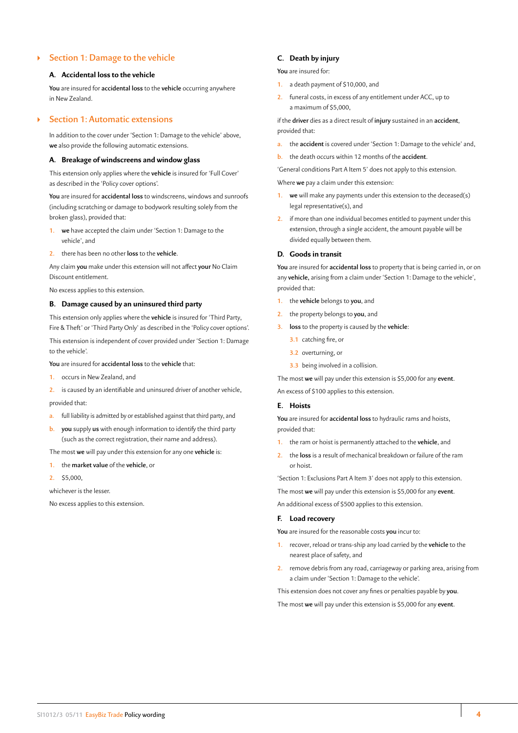## Section 1: Damage to the vehicle

### A. Accidental loss to the vehicle

**You** are insured for **accidental loss** to the **vehicle** occurring anywhere in New Zealand.

## Section 1: Automatic extensions

In addition to the cover under 'Section 1: Damage to the vehicle' above, **we** also provide the following automatic extensions.

### A. Breakage of windscreens and window glass

This extension only applies where the **vehicle** is insured for 'Full Cover' as described in the 'Policy cover options'.

**You** are insured for **accidental loss** to windscreens, windows and sunroofs (including scratching or damage to bodywork resulting solely from the broken glass), provided that:

1. **we** have accepted the claim under 'Section 1: Damage to the vehicle', and
2. there has been no other **loss** to the **vehicle**.

Any claim **you** make under this extension will not affect **your** No Claim Discount entitlement.

No excess applies to this extension.

### B. Damage caused by an uninsured third party

This extension only applies where the **vehicle** is insured for 'Third Party, Fire & Theft' or 'Third Party Only' as described in the 'Policy cover options'.

This extension is independent of cover provided under 'Section 1: Damage to the vehicle'.

**You** are insured for **accidental loss** to the **vehicle** that:

1. occurs in New Zealand, and
2. is caused by an identifiable and uninsured driver of another vehicle,

provided that:

a. full liability is admitted by or established against that third party, and
b. **you** supply **us** with enough information to identify the third party (such as the correct registration, their name and address).

The most **we** will pay under this extension for any one **vehicle** is:

1. the **market value** of the **vehicle**, or
2. $5,000,

whichever is the lesser.

No excess applies to this extension.

### C. Death by injury

**You** are insured for:

1. a death payment of $10,000, and
2. funeral costs, in excess of any entitlement under ACC, up to a maximum of $5,000,

if the **driver** dies as a direct result of **injury** sustained in an **accident**, provided that:

a. the **accident** is covered under 'Section 1: Damage to the vehicle' and,
b. the death occurs within 12 months of the **accident**.

'General conditions Part A Item 5' does not apply to this extension.

Where **we** pay a claim under this extension:

1. **we** will make any payments under this extension to the deceased(s) legal representative(s), and
2. if more than one individual becomes entitled to payment under this extension, through a single accident, the amount payable will be divided equally between them.

### D. Goods in transit

**You** are insured for **accidental loss** to property that is being carried in, or on any **vehicle**, arising from a claim under 'Section 1: Damage to the vehicle', provided that:

1. the **vehicle** belongs to **you**, and
2. the property belongs to **you**, and
3. **loss** to the property is caused by the **vehicle**:
   3.1 catching fire, or
   3.2 overturning, or
   3.3 being involved in a collision.

The most **we** will pay under this extension is $5,000 for any **event**.

An excess of $100 applies to this extension.

### E. Hoists

**You** are insured for **accidental loss** to hydraulic rams and hoists, provided that:

1. the ram or hoist is permanently attached to the **vehicle**, and
2. the **loss** is a result of mechanical breakdown or failure of the ram or hoist.

'Section 1: Exclusions Part A Item 3' does not apply to this extension.

The most **we** will pay under this extension is $5,000 for any **event**.

An additional excess of $500 applies to this extension.

### F. Load recovery

**You** are insured for the reasonable costs **you** incur to:

1. recover, reload or trans-ship any load carried by the **vehicle** to the nearest place of safety, and
2. remove debris from any road, carriageway or parking area, arising from a claim under 'Section 1: Damage to the vehicle'.

This extension does not cover any fines or penalties payable by **you**.

The most **we** will pay under this extension is $5,000 for any **event**.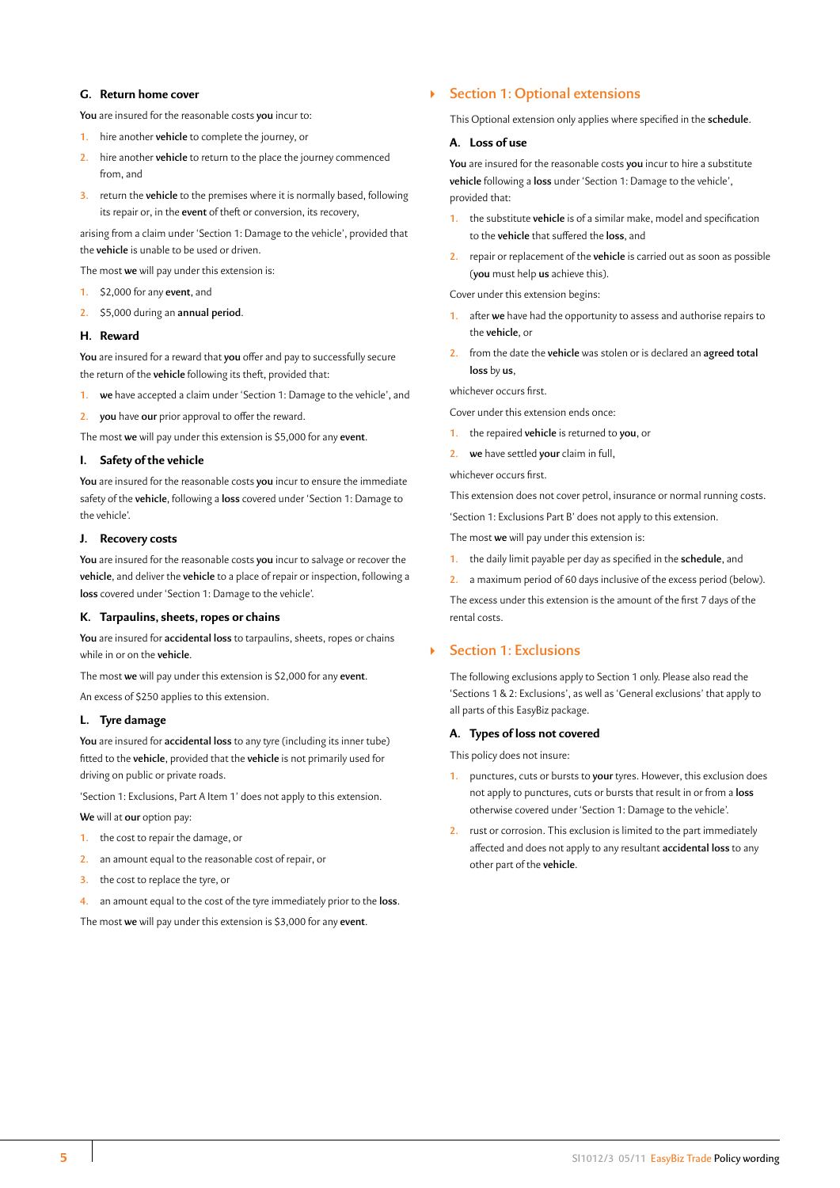### G. Return home cover

**You** are insured for the reasonable costs **you** incur to:

1. hire another **vehicle** to complete the journey, or
2. hire another **vehicle** to return to the place the journey commenced from, and
3. return the **vehicle** to the premises where it is normally based, following its repair or, in the **event** of theft or conversion, its recovery,

arising from a claim under 'Section 1: Damage to the vehicle', provided that the **vehicle** is unable to be used or driven.

The most **we** will pay under this extension is:

1. $2,000 for any **event**, and
2. $5,000 during an **annual period**.

### H. Reward

**You** are insured for a reward that **you** offer and pay to successfully secure the return of the **vehicle** following its theft, provided that:

1. **we** have accepted a claim under 'Section 1: Damage to the vehicle', and
2. **you** have **our** prior approval to offer the reward.

The most **we** will pay under this extension is $5,000 for any **event**.

### I. Safety of the vehicle

**You** are insured for the reasonable costs **you** incur to ensure the immediate safety of the **vehicle**, following a **loss** covered under 'Section 1: Damage to the vehicle'.

### J. Recovery costs

**You** are insured for the reasonable costs **you** incur to salvage or recover the **vehicle**, and deliver the **vehicle** to a place of repair or inspection, following a **loss** covered under 'Section 1: Damage to the vehicle'.

### K. Tarpaulins, sheets, ropes or chains

**You** are insured for **accidental loss** to tarpaulins, sheets, ropes or chains while in or on the **vehicle**.

The most **we** will pay under this extension is $2,000 for any **event**.

An excess of $250 applies to this extension.

### L. Tyre damage

**You** are insured for **accidental loss** to any tyre (including its inner tube) fitted to the **vehicle**, provided that the **vehicle** is not primarily used for driving on public or private roads.

'Section 1: Exclusions, Part A Item 1' does not apply to this extension.

**We** will at **our** option pay:

1. the cost to repair the damage, or
2. an amount equal to the reasonable cost of repair, or
3. the cost to replace the tyre, or
4. an amount equal to the cost of the tyre immediately prior to the **loss**.

The most **we** will pay under this extension is $3,000 for any **event**.

## Section 1: Optional extensions

This Optional extension only applies where specified in the **schedule**.

### A. Loss of use

**You** are insured for the reasonable costs **you** incur to hire a substitute **vehicle** following a **loss** under 'Section 1: Damage to the vehicle', provided that:

1. the substitute **vehicle** is of a similar make, model and specification to the **vehicle** that suffered the **loss**, and
2. repair or replacement of the **vehicle** is carried out as soon as possible (**you** must help **us** achieve this).

Cover under this extension begins:

1. after **we** have had the opportunity to assess and authorise repairs to the **vehicle**, or
2. from the date the **vehicle** was stolen or is declared an **agreed total loss** by **us**,

whichever occurs first.

Cover under this extension ends once:

1. the repaired **vehicle** is returned to **you**, or
2. **we** have settled **your** claim in full,

whichever occurs first.

This extension does not cover petrol, insurance or normal running costs.

'Section 1: Exclusions Part B' does not apply to this extension.

The most **we** will pay under this extension is:

1. the daily limit payable per day as specified in the **schedule**, and
2. a maximum period of 60 days inclusive of the excess period (below).

The excess under this extension is the amount of the first 7 days of the rental costs.

## Section 1: Exclusions

The following exclusions apply to Section 1 only. Please also read the 'Sections 1 & 2: Exclusions', as well as 'General exclusions' that apply to all parts of this EasyBiz package.

### A. Types of loss not covered

This policy does not insure:

1. punctures, cuts or bursts to **your** tyres. However, this exclusion does not apply to punctures, cuts or bursts that result in or from a **loss** otherwise covered under 'Section 1: Damage to the vehicle'.
2. rust or corrosion. This exclusion is limited to the part immediately affected and does not apply to any resultant **accidental loss** to any other part of the **vehicle**.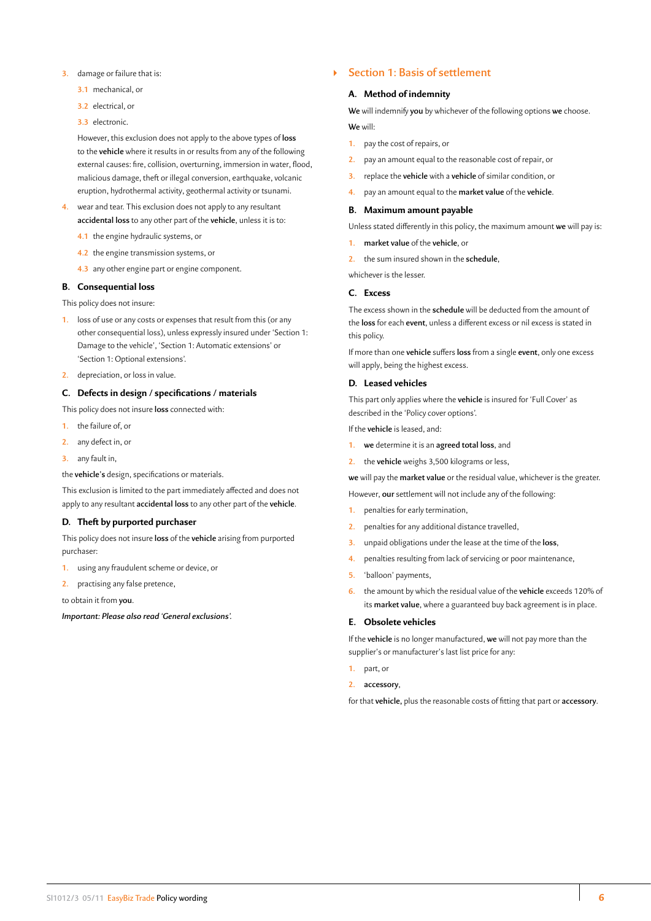3. damage or failure that is:
   - 3.1 mechanical, or
   - 3.2 electrical, or
   - 3.3 electronic.

   However, this exclusion does not apply to the above types of **loss** to the **vehicle** where it results in or results from any of the following external causes: fire, collision, overturning, immersion in water, flood, malicious damage, theft or illegal conversion, earthquake, volcanic eruption, hydrothermal activity, geothermal activity or tsunami.

4. wear and tear. This exclusion does not apply to any resultant **accidental loss** to any other part of the **vehicle**, unless it is to:
   - 4.1 the engine hydraulic systems, or
   - 4.2 the engine transmission systems, or
   - 4.3 any other engine part or engine component.

### B. Consequential loss

This policy does not insure:

1. loss of use or any costs or expenses that result from this (or any other consequential loss), unless expressly insured under 'Section 1: Damage to the vehicle', 'Section 1: Automatic extensions' or 'Section 1: Optional extensions'.
2. depreciation, or loss in value.

### C. Defects in design / specifications / materials

This policy does not insure **loss** connected with:

1. the failure of, or
2. any defect in, or
3. any fault in,

the **vehicle's** design, specifications or materials.

This exclusion is limited to the part immediately affected and does not apply to any resultant **accidental loss** to any other part of the **vehicle**.

### D. Theft by purported purchaser

This policy does not insure **loss** of the **vehicle** arising from purported purchaser:

1. using any fraudulent scheme or device, or
2. practising any false pretence,

to obtain it from **you**.

***Important: Please also read 'General exclusions'.***

## Section 1: Basis of settlement

### A. Method of indemnity

**We** will indemnify **you** by whichever of the following options **we** choose.

**We** will:

1. pay the cost of repairs, or
2. pay an amount equal to the reasonable cost of repair, or
3. replace the **vehicle** with a **vehicle** of similar condition, or
4. pay an amount equal to the **market value** of the **vehicle**.

### B. Maximum amount payable

Unless stated differently in this policy, the maximum amount **we** will pay is:

1. **market value** of the **vehicle**, or
2. the sum insured shown in the **schedule**,

whichever is the lesser.

### C. Excess

The excess shown in the **schedule** will be deducted from the amount of the **loss** for each **event**, unless a different excess or nil excess is stated in this policy.

If more than one **vehicle** suffers **loss** from a single **event**, only one excess will apply, being the highest excess.

### D. Leased vehicles

This part only applies where the **vehicle** is insured for 'Full Cover' as described in the 'Policy cover options'.

If the **vehicle** is leased, and:

1. **we** determine it is an **agreed total loss**, and
2. the **vehicle** weighs 3,500 kilograms or less,

**we** will pay the **market value** or the residual value, whichever is the greater.

However, **our** settlement will not include any of the following:

1. penalties for early termination,
2. penalties for any additional distance travelled,
3. unpaid obligations under the lease at the time of the **loss**,
4. penalties resulting from lack of servicing or poor maintenance,
5. 'balloon' payments,
6. the amount by which the residual value of the **vehicle** exceeds 120% of its **market value**, where a guaranteed buy back agreement is in place.

### E. Obsolete vehicles

If the **vehicle** is no longer manufactured, **we** will not pay more than the supplier's or manufacturer's last list price for any:

1. part, or
2. **accessory**,

for that **vehicle**, plus the reasonable costs of fitting that part or **accessory**.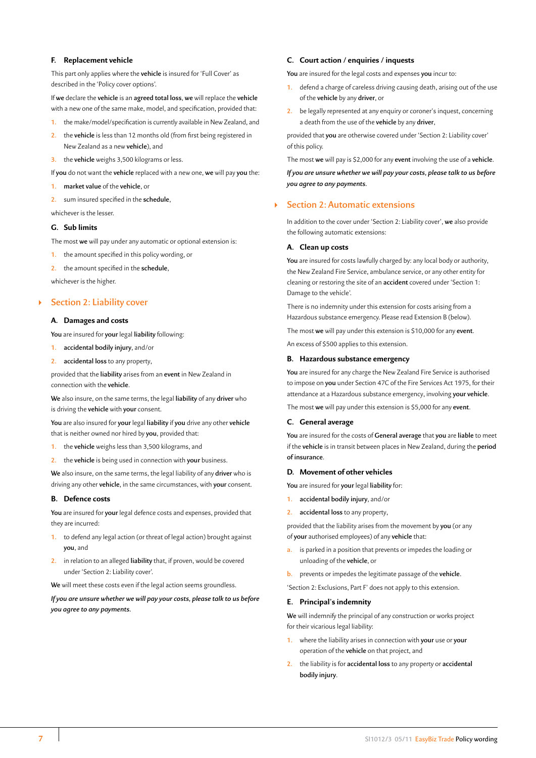### F. Replacement vehicle

This part only applies where the **vehicle** is insured for 'Full Cover' as described in the 'Policy cover options'.

If **we** declare the **vehicle** is an **agreed total loss**, **we** will replace the **vehicle** with a new one of the same make, model, and specification, provided that:

1. the make/model/specification is currently available in New Zealand, and
2. the **vehicle** is less than 12 months old (from first being registered in New Zealand as a new **vehicle**), and
3. the **vehicle** weighs 3,500 kilograms or less.

If **you** do not want the **vehicle** replaced with a new one, **we** will pay **you** the:

1. **market value** of the **vehicle**, or
2. sum insured specified in the **schedule**,

whichever is the lesser.

### G. Sub limits

The most **we** will pay under any automatic or optional extension is:

1. the amount specified in this policy wording, or
2. the amount specified in the **schedule**,

whichever is the higher.

## Section 2: Liability cover

### A. Damages and costs

**You** are insured for **your** legal **liability** following:

1. **accidental bodily injury**, and/or
2. **accidental loss** to any property,

provided that the **liability** arises from an **event** in New Zealand in connection with the **vehicle**.

**We** also insure, on the same terms, the legal **liability** of any **driver** who is driving the **vehicle** with **your** consent.

**You** are also insured for **your** legal **liability** if **you** drive any other **vehicle** that is neither owned nor hired by **you**, provided that:

1. the **vehicle** weighs less than 3,500 kilograms, and
2. the **vehicle** is being used in connection with **your** business.

**We** also insure, on the same terms, the legal liability of any **driver** who is driving any other **vehicle**, in the same circumstances, with **your** consent.

### B. Defence costs

**You** are insured for **your** legal defence costs and expenses, provided that they are incurred:

1. to defend any legal action (or threat of legal action) brought against **you**, and
2. in relation to an alleged **liability** that, if proven, would be covered under 'Section 2: Liability cover'.

**We** will meet these costs even if the legal action seems groundless.

***If you are unsure whether we will pay your costs, please talk to us before you agree to any payments.***

### C. Court action / enquiries / inquests

**You** are insured for the legal costs and expenses **you** incur to:

1. defend a charge of careless driving causing death, arising out of the use of the **vehicle** by any **driver**, or
2. be legally represented at any enquiry or coroner's inquest, concerning a death from the use of the **vehicle** by any **driver**,

provided that **you** are otherwise covered under 'Section 2: Liability cover' of this policy.

The most **we** will pay is $2,000 for any **event** involving the use of a **vehicle**.

***If you are unsure whether we will pay your costs, please talk to us before you agree to any payments.***

## Section 2: Automatic extensions

In addition to the cover under 'Section 2: Liability cover', **we** also provide the following automatic extensions:

### A. Clean up costs

**You** are insured for costs lawfully charged by: any local body or authority, the New Zealand Fire Service, ambulance service, or any other entity for cleaning or restoring the site of an **accident** covered under 'Section 1: Damage to the vehicle'.

There is no indemnity under this extension for costs arising from a Hazardous substance emergency. Please read Extension B (below).

The most **we** will pay under this extension is $10,000 for any **event**.

An excess of $500 applies to this extension.

### B. Hazardous substance emergency

**You** are insured for any charge the New Zealand Fire Service is authorised to impose on **you** under Section 47C of the Fire Services Act 1975, for their attendance at a Hazardous substance emergency, involving **your vehicle**.

The most **we** will pay under this extension is $5,000 for any **event**.

### C. General average

**You** are insured for the costs of **General average** that **you** are **liable** to meet if the **vehicle** is in transit between places in New Zealand, during the **period of insurance**.

### D. Movement of other vehicles

**You** are insured for **your** legal **liability** for:

1. **accidental bodily injury**, and/or
2. **accidental loss** to any property,

provided that the liability arises from the movement by **you** (or any of **your** authorised employees) of any **vehicle** that:

a. is parked in a position that prevents or impedes the loading or unloading of the **vehicle**, or
b. prevents or impedes the legitimate passage of the **vehicle**.

'Section 2: Exclusions, Part F' does not apply to this extension.

### E. Principal's indemnity

**We** will indemnify the principal of any construction or works project for their vicarious legal liability:

1. where the liability arises in connection with **your** use or **your** operation of the **vehicle** on that project, and
2. the liability is for **accidental loss** to any property or **accidental bodily injury**.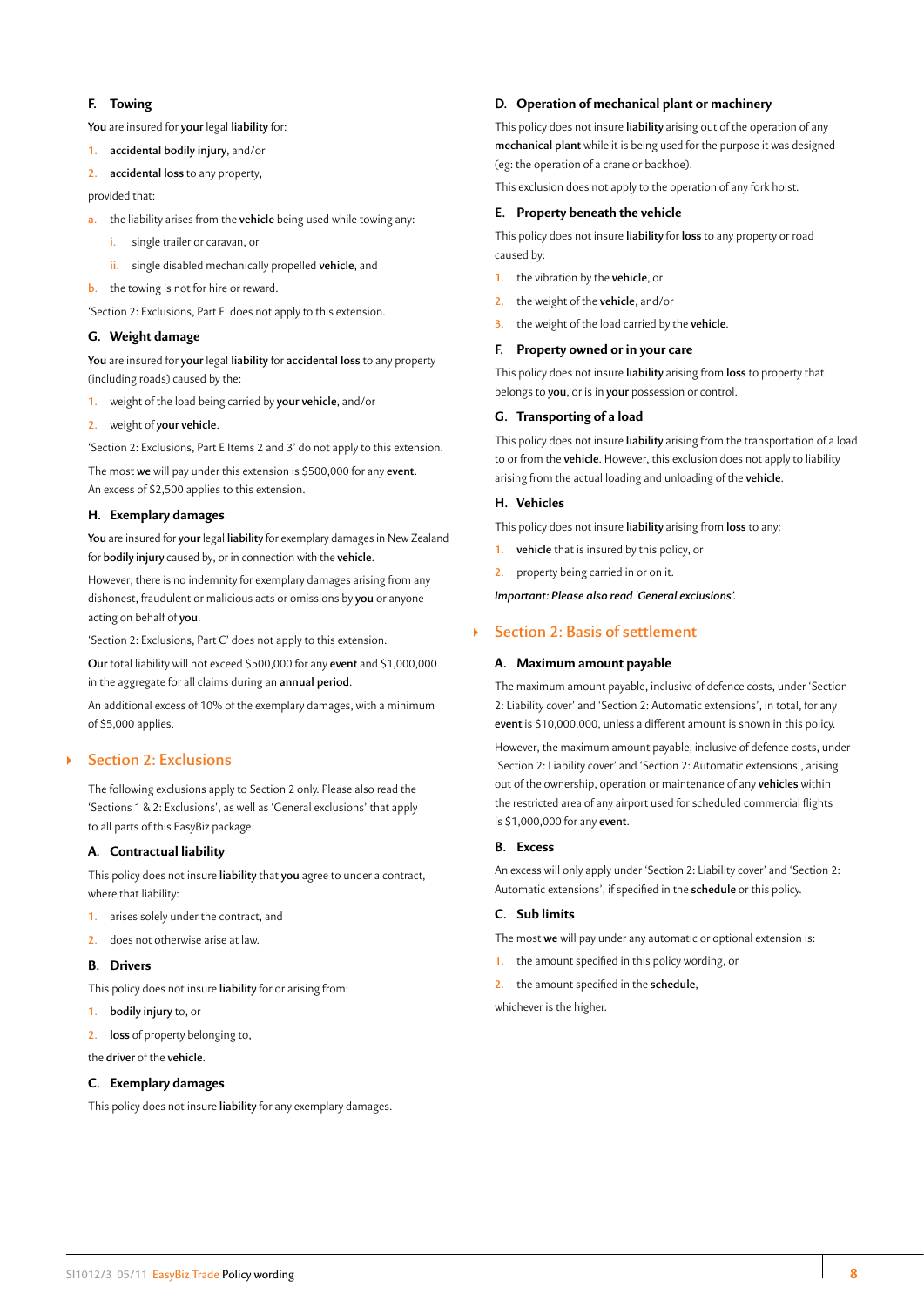### F. Towing

**You** are insured for **your** legal **liability** for:

1. **accidental bodily injury**, and/or
2. **accidental loss** to any property,

provided that:

a. the liability arises from the **vehicle** being used while towing any:
   i. single trailer or caravan, or
   ii. single disabled mechanically propelled **vehicle**, and
b. the towing is not for hire or reward.

'Section 2: Exclusions, Part F' does not apply to this extension.

### G. Weight damage

**You** are insured for **your** legal **liability** for **accidental loss** to any property (including roads) caused by the:

1. weight of the load being carried by **your vehicle**, and/or
2. weight of **your vehicle**.

'Section 2: Exclusions, Part E Items 2 and 3' do not apply to this extension.

The most **we** will pay under this extension is $500,000 for any **event**. An excess of $2,500 applies to this extension.

### H. Exemplary damages

**You** are insured for **your** legal **liability** for exemplary damages in New Zealand for **bodily injury** caused by, or in connection with the **vehicle**.

However, there is no indemnity for exemplary damages arising from any dishonest, fraudulent or malicious acts or omissions by **you** or anyone acting on behalf of **you**.

'Section 2: Exclusions, Part C' does not apply to this extension.

**Our** total liability will not exceed $500,000 for any **event** and $1,000,000 in the aggregate for all claims during an **annual period**.

An additional excess of 10% of the exemplary damages, with a minimum of $5,000 applies.

## Section 2: Exclusions

The following exclusions apply to Section 2 only. Please also read the 'Sections 1 & 2: Exclusions', as well as 'General exclusions' that apply to all parts of this EasyBiz package.

### A. Contractual liability

This policy does not insure **liability** that **you** agree to under a contract, where that liability:

1. arises solely under the contract, and
2. does not otherwise arise at law.

### B. Drivers

This policy does not insure **liability** for or arising from:

1. **bodily injury** to, or
2. **loss** of property belonging to,

the **driver** of the **vehicle**.

### C. Exemplary damages

This policy does not insure **liability** for any exemplary damages.

### D. Operation of mechanical plant or machinery

This policy does not insure **liability** arising out of the operation of any **mechanical plant** while it is being used for the purpose it was designed (eg: the operation of a crane or backhoe).

This exclusion does not apply to the operation of any fork hoist.

### E. Property beneath the vehicle

This policy does not insure **liability** for **loss** to any property or road caused by:

1. the vibration by the **vehicle**, or
2. the weight of the **vehicle**, and/or
3. the weight of the load carried by the **vehicle**.

### F. Property owned or in your care

This policy does not insure **liability** arising from **loss** to property that belongs to **you**, or is in **your** possession or control.

### G. Transporting of a load

This policy does not insure **liability** arising from the transportation of a load to or from the **vehicle**. However, this exclusion does not apply to liability arising from the actual loading and unloading of the **vehicle**.

### H. Vehicles

This policy does not insure **liability** arising from **loss** to any:

1. **vehicle** that is insured by this policy, or
2. property being carried in or on it.

***Important:** Please also read 'General exclusions'.*

## Section 2: Basis of settlement

### A. Maximum amount payable

The maximum amount payable, inclusive of defence costs, under 'Section 2: Liability cover' and 'Section 2: Automatic extensions', in total, for any **event** is $10,000,000, unless a different amount is shown in this policy.

However, the maximum amount payable, inclusive of defence costs, under 'Section 2: Liability cover' and 'Section 2: Automatic extensions', arising out of the ownership, operation or maintenance of any **vehicles** within the restricted area of any airport used for scheduled commercial flights is $1,000,000 for any **event**.

### B. Excess

An excess will only apply under 'Section 2: Liability cover' and 'Section 2: Automatic extensions', if specified in the **schedule** or this policy.

### C. Sub limits

The most **we** will pay under any automatic or optional extension is:

1. the amount specified in this policy wording, or
2. the amount specified in the **schedule**,

whichever is the higher.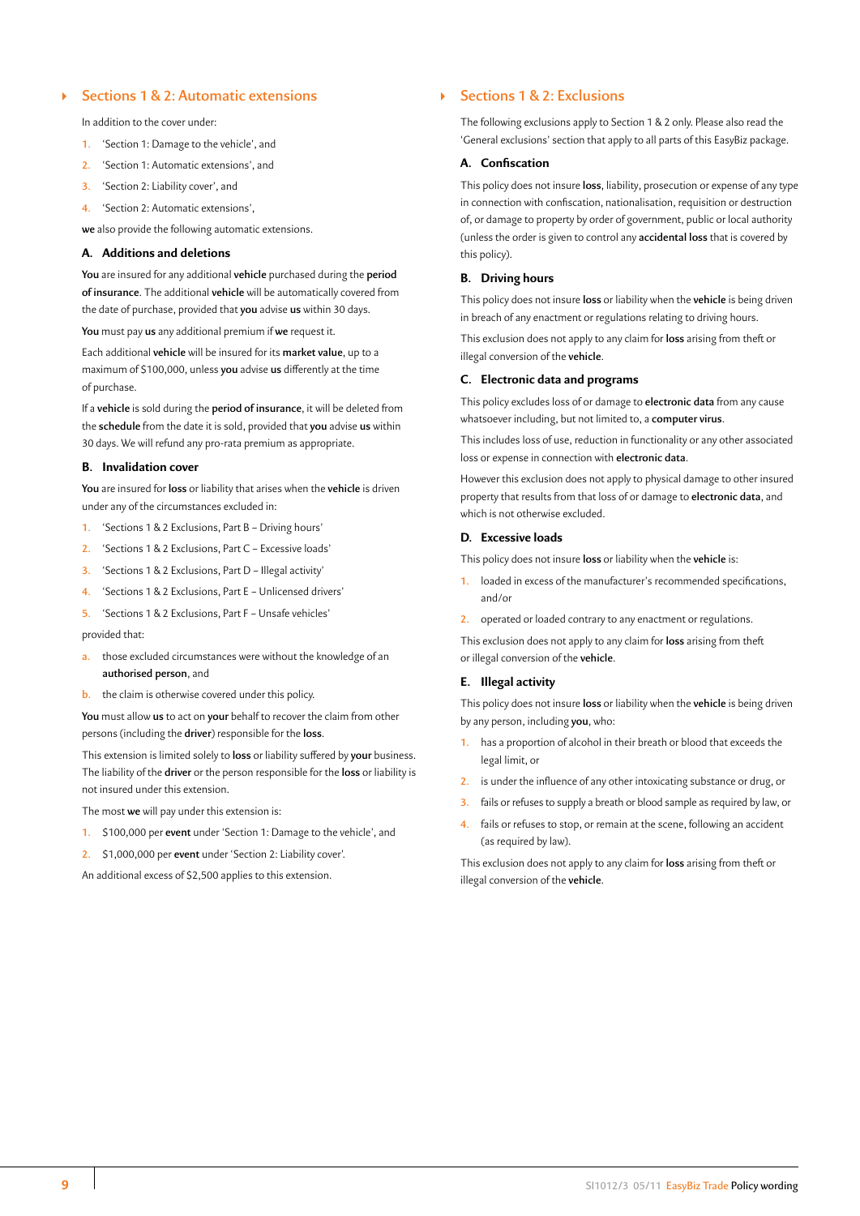## Sections 1 & 2: Automatic extensions

In addition to the cover under:

1. 'Section 1: Damage to the vehicle', and
2. 'Section 1: Automatic extensions', and
3. 'Section 2: Liability cover', and
4. 'Section 2: Automatic extensions',

**we** also provide the following automatic extensions.

### A. Additions and deletions

**You** are insured for any additional **vehicle** purchased during the **period of insurance**. The additional **vehicle** will be automatically covered from the date of purchase, provided that **you** advise **us** within 30 days.

**You** must pay **us** any additional premium if **we** request it.

Each additional **vehicle** will be insured for its **market value**, up to a maximum of $100,000, unless **you** advise **us** differently at the time of purchase.

If a **vehicle** is sold during the **period of insurance**, it will be deleted from the **schedule** from the date it is sold, provided that **you** advise **us** within 30 days. We will refund any pro-rata premium as appropriate.

### B. Invalidation cover

**You** are insured for **loss** or liability that arises when the **vehicle** is driven under any of the circumstances excluded in:

1. 'Sections 1 & 2 Exclusions, Part B – Driving hours'
2. 'Sections 1 & 2 Exclusions, Part C – Excessive loads'
3. 'Sections 1 & 2 Exclusions, Part D – Illegal activity'
4. 'Sections 1 & 2 Exclusions, Part E – Unlicensed drivers'
5. 'Sections 1 & 2 Exclusions, Part F – Unsafe vehicles'

provided that:

a. those excluded circumstances were without the knowledge of an **authorised person**, and
b. the claim is otherwise covered under this policy.

**You** must allow **us** to act on **your** behalf to recover the claim from other persons (including the **driver**) responsible for the **loss**.

This extension is limited solely to **loss** or liability suffered by **your** business. The liability of the **driver** or the person responsible for the **loss** or liability is not insured under this extension.

The most **we** will pay under this extension is:

1. $100,000 per **event** under 'Section 1: Damage to the vehicle', and
2. $1,000,000 per **event** under 'Section 2: Liability cover'.

An additional excess of $2,500 applies to this extension.

## Sections 1 & 2: Exclusions

The following exclusions apply to Section 1 & 2 only. Please also read the 'General exclusions' section that apply to all parts of this EasyBiz package.

### A. Confiscation

This policy does not insure **loss**, liability, prosecution or expense of any type in connection with confiscation, nationalisation, requisition or destruction of, or damage to property by order of government, public or local authority (unless the order is given to control any **accidental loss** that is covered by this policy).

### B. Driving hours

This policy does not insure **loss** or liability when the **vehicle** is being driven in breach of any enactment or regulations relating to driving hours.

This exclusion does not apply to any claim for **loss** arising from theft or illegal conversion of the **vehicle**.

### C. Electronic data and programs

This policy excludes loss of or damage to **electronic data** from any cause whatsoever including, but not limited to, a **computer virus**.

This includes loss of use, reduction in functionality or any other associated loss or expense in connection with **electronic data**.

However this exclusion does not apply to physical damage to other insured property that results from that loss of or damage to **electronic data**, and which is not otherwise excluded.

### D. Excessive loads

This policy does not insure **loss** or liability when the **vehicle** is:

1. loaded in excess of the manufacturer's recommended specifications, and/or
2. operated or loaded contrary to any enactment or regulations.

This exclusion does not apply to any claim for **loss** arising from theft or illegal conversion of the **vehicle**.

### E. Illegal activity

This policy does not insure **loss** or liability when the **vehicle** is being driven by any person, including **you**, who:

1. has a proportion of alcohol in their breath or blood that exceeds the legal limit, or
2. is under the influence of any other intoxicating substance or drug, or
3. fails or refuses to supply a breath or blood sample as required by law, or
4. fails or refuses to stop, or remain at the scene, following an accident (as required by law).

This exclusion does not apply to any claim for **loss** arising from theft or illegal conversion of the **vehicle**.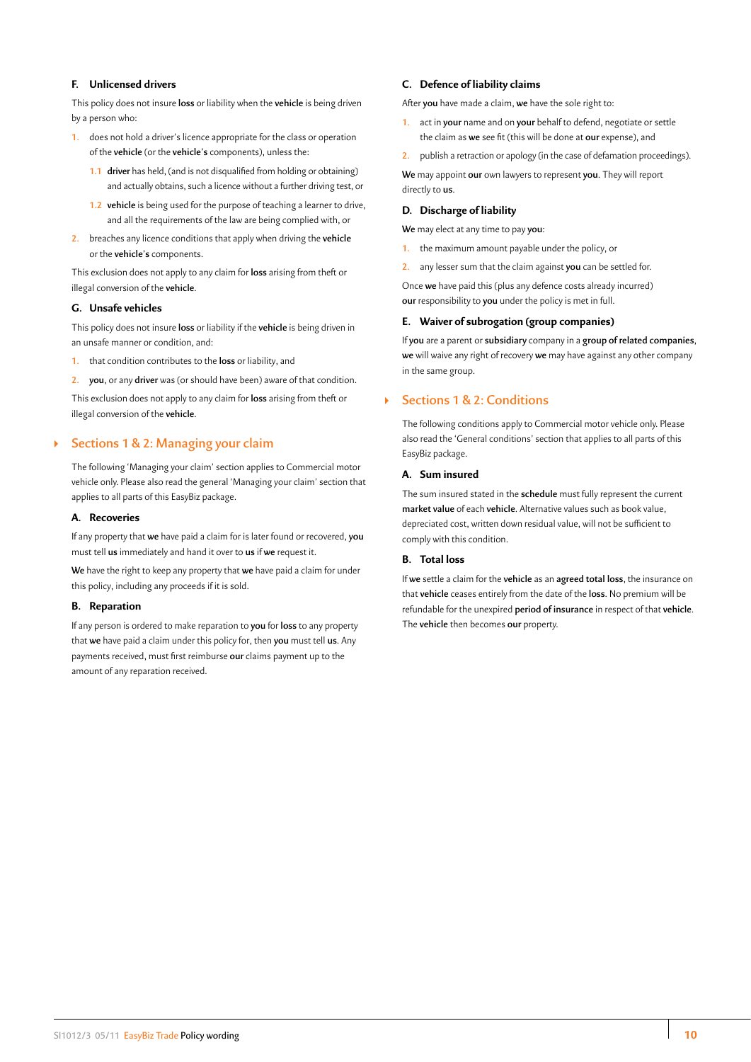### F. Unlicensed drivers

This policy does not insure **loss** or liability when the **vehicle** is being driven by a person who:

1. does not hold a driver's licence appropriate for the class or operation of the **vehicle** (or the **vehicle's** components), unless the:
   - 1.1 **driver** has held, (and is not disqualified from holding or obtaining) and actually obtains, such a licence without a further driving test, or
   - 1.2 **vehicle** is being used for the purpose of teaching a learner to drive, and all the requirements of the law are being complied with, or
2. breaches any licence conditions that apply when driving the **vehicle** or the **vehicle's** components.

This exclusion does not apply to any claim for **loss** arising from theft or illegal conversion of the **vehicle**.

### G. Unsafe vehicles

This policy does not insure **loss** or liability if the **vehicle** is being driven in an unsafe manner or condition, and:

1. that condition contributes to the **loss** or liability, and
2. **you**, or any **driver** was (or should have been) aware of that condition.

This exclusion does not apply to any claim for **loss** arising from theft or illegal conversion of the **vehicle**.

## Sections 1 & 2: Managing your claim

The following 'Managing your claim' section applies to Commercial motor vehicle only. Please also read the general 'Managing your claim' section that applies to all parts of this EasyBiz package.

### A. Recoveries

If any property that **we** have paid a claim for is later found or recovered, **you** must tell **us** immediately and hand it over to **us** if **we** request it.

**We** have the right to keep any property that **we** have paid a claim for under this policy, including any proceeds if it is sold.

### B. Reparation

If any person is ordered to make reparation to **you** for **loss** to any property that **we** have paid a claim under this policy for, then **you** must tell **us**. Any payments received, must first reimburse **our** claims payment up to the amount of any reparation received.

### C. Defence of liability claims

After **you** have made a claim, **we** have the sole right to:

1. act in **your** name and on **your** behalf to defend, negotiate or settle the claim as **we** see fit (this will be done at **our** expense), and
2. publish a retraction or apology (in the case of defamation proceedings).

**We** may appoint **our** own lawyers to represent **you**. They will report directly to **us**.

### D. Discharge of liability

**We** may elect at any time to pay **you**:

1. the maximum amount payable under the policy, or
2. any lesser sum that the claim against **you** can be settled for.

Once **we** have paid this (plus any defence costs already incurred) **our** responsibility to **you** under the policy is met in full.

### E. Waiver of subrogation (group companies)

If **you** are a parent or **subsidiary** company in a **group of related companies**, **we** will waive any right of recovery **we** may have against any other company in the same group.

## Sections 1 & 2: Conditions

The following conditions apply to Commercial motor vehicle only. Please also read the 'General conditions' section that applies to all parts of this EasyBiz package.

### A. Sum insured

The sum insured stated in the **schedule** must fully represent the current **market value** of each **vehicle**. Alternative values such as book value, depreciated cost, written down residual value, will not be sufficient to comply with this condition.

### B. Total loss

If **we** settle a claim for the **vehicle** as an **agreed total loss**, the insurance on that **vehicle** ceases entirely from the date of the **loss**. No premium will be refundable for the unexpired **period of insurance** in respect of that **vehicle**. The **vehicle** then becomes **our** property.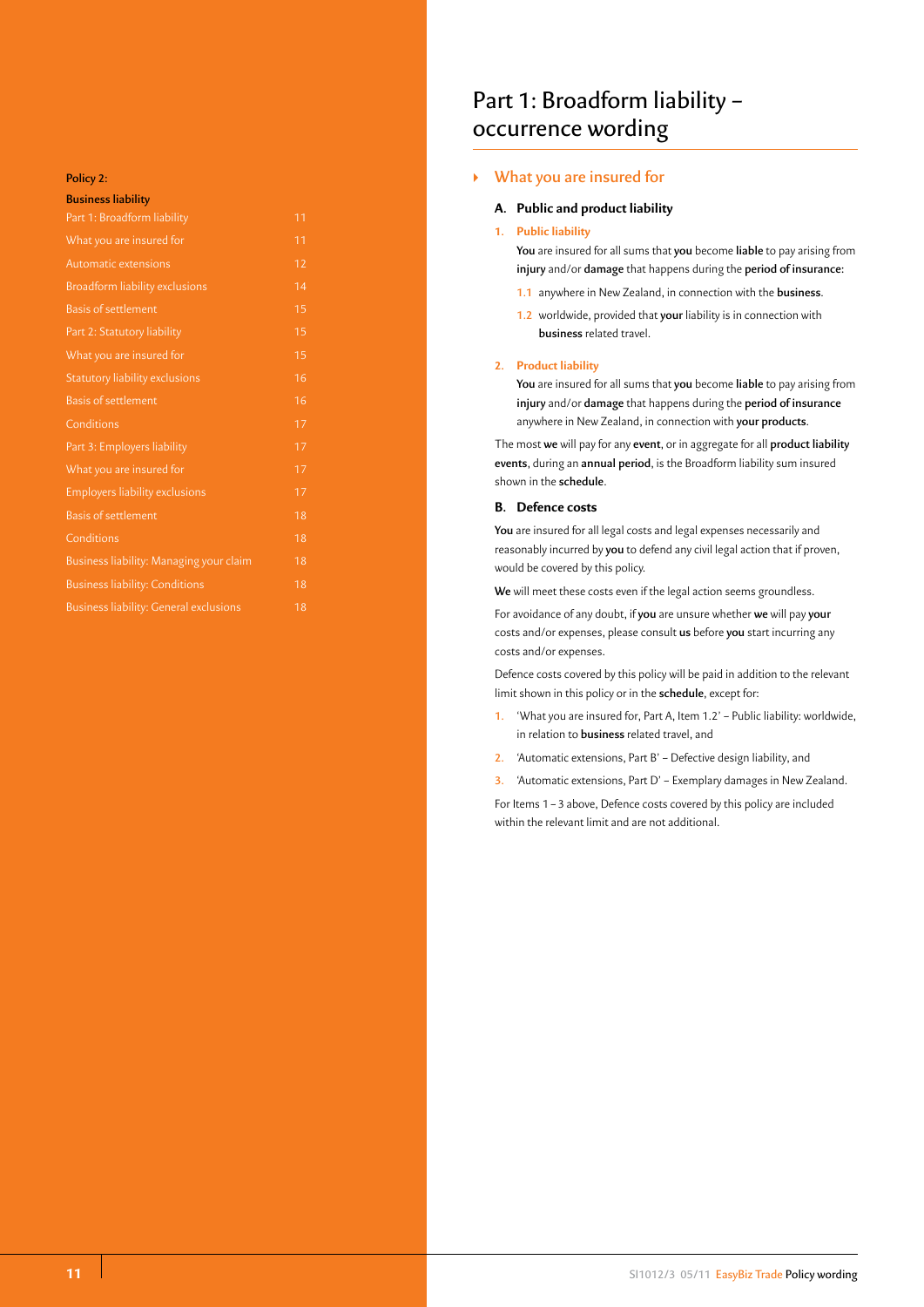**Policy 2: Business liability**

| | |
|---|---|
| Part 1: Broadform liability | 11 |
| What you are insured for | 11 |
| Automatic extensions | 12 |
| Broadform liability exclusions | 14 |
| Basis of settlement | 15 |
| Part 2: Statutory liability | 15 |
| What you are insured for | 15 |
| Statutory liability exclusions | 16 |
| Basis of settlement | 16 |
| Conditions | 17 |
| Part 3: Employers liability | 17 |
| What you are insured for | 17 |
| Employers liability exclusions | 17 |
| Basis of settlement | 18 |
| Conditions | 18 |
| Business liability: Managing your claim | 18 |
| Business liability: Conditions | 18 |
| Business liability: General exclusions | 18 |

# Part 1: Broadform liability – occurrence wording

## What you are insured for

### A. Public and product liability

**1. Public liability**

**You** are insured for all sums that **you** become **liable** to pay arising from **injury** and/or **damage** that happens during the **period of insurance**:

1.1 anywhere in New Zealand, in connection with the **business**.

1.2 worldwide, provided that **your** liability is in connection with **business** related travel.

**2. Product liability**

**You** are insured for all sums that **you** become **liable** to pay arising from **injury** and/or **damage** that happens during the **period of insurance** anywhere in New Zealand, in connection with **your products**.

The most **we** will pay for any **event**, or in aggregate for all **product liability events**, during an **annual period**, is the Broadform liability sum insured shown in the **schedule**.

### B. Defence costs

**You** are insured for all legal costs and legal expenses necessarily and reasonably incurred by **you** to defend any civil legal action that if proven, would be covered by this policy.

**We** will meet these costs even if the legal action seems groundless.

For avoidance of any doubt, if **you** are unsure whether **we** will pay **your** costs and/or expenses, please consult **us** before **you** start incurring any costs and/or expenses.

Defence costs covered by this policy will be paid in addition to the relevant limit shown in this policy or in the **schedule**, except for:

1. 'What you are insured for, Part A, Item 1.2' – Public liability: worldwide, in relation to **business** related travel, and
2. 'Automatic extensions, Part B' – Defective design liability, and
3. 'Automatic extensions, Part D' – Exemplary damages in New Zealand.

For Items 1 – 3 above, Defence costs covered by this policy are included within the relevant limit and are not additional.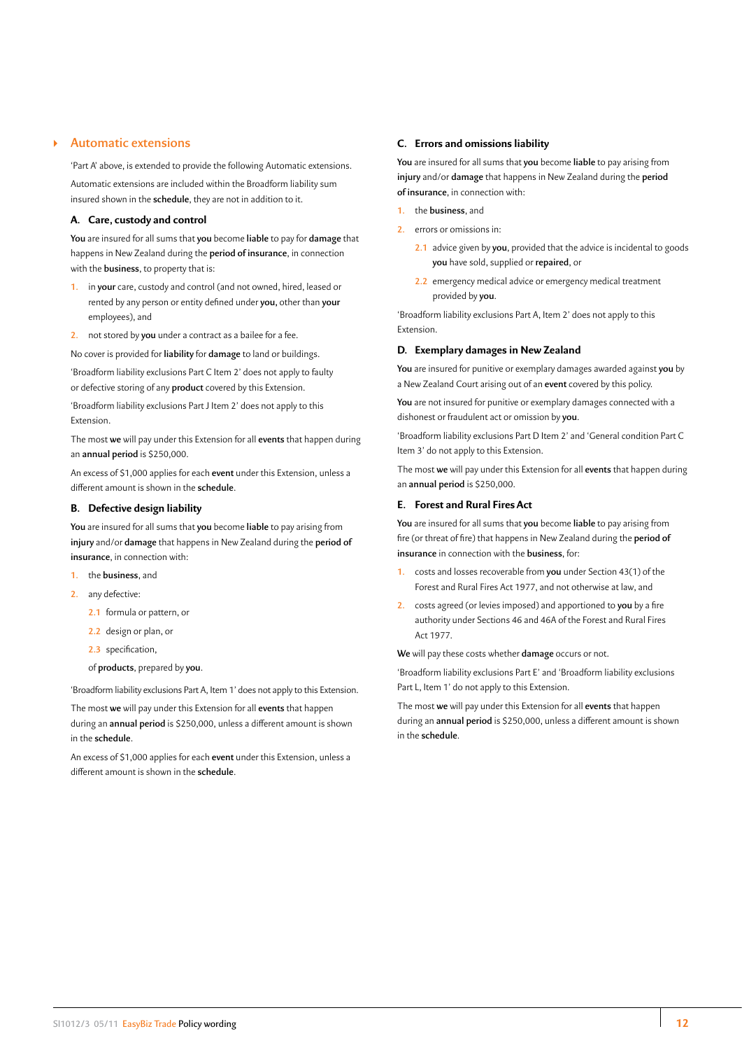## Automatic extensions

'Part A' above, is extended to provide the following Automatic extensions.

Automatic extensions are included within the Broadform liability sum insured shown in the **schedule**, they are not in addition to it.

### A. Care, custody and control

**You** are insured for all sums that **you** become **liable** to pay for **damage** that happens in New Zealand during the **period of insurance**, in connection with the **business**, to property that is:

1. in **your** care, custody and control (and not owned, hired, leased or rented by any person or entity defined under **you,** other than **your** employees), and
2. not stored by **you** under a contract as a bailee for a fee.

No cover is provided for **liability** for **damage** to land or buildings.

'Broadform liability exclusions Part C Item 2' does not apply to faulty or defective storing of any **product** covered by this Extension.

'Broadform liability exclusions Part J Item 2' does not apply to this Extension.

The most **we** will pay under this Extension for all **events** that happen during an **annual period** is $250,000.

An excess of $1,000 applies for each **event** under this Extension, unless a different amount is shown in the **schedule**.

### B. Defective design liability

**You** are insured for all sums that **you** become **liable** to pay arising from **injury** and/or **damage** that happens in New Zealand during the **period of insurance**, in connection with:

1. the **business**, and
2. any defective:
   - 2.1 formula or pattern, or
   - 2.2 design or plan, or
   - 2.3 specification,

   of **products**, prepared by **you**.

'Broadform liability exclusions Part A, Item 1' does not apply to this Extension.

The most **we** will pay under this Extension for all **events** that happen during an **annual period** is $250,000, unless a different amount is shown in the **schedule**.

An excess of $1,000 applies for each **event** under this Extension, unless a different amount is shown in the **schedule**.

### C. Errors and omissions liability

**You** are insured for all sums that **you** become **liable** to pay arising from **injury** and/or **damage** that happens in New Zealand during the **period of insurance**, in connection with:

1. the **business**, and
2. errors or omissions in:
   - 2.1 advice given by **you**, provided that the advice is incidental to goods **you** have sold, supplied or **repaired**, or
   - 2.2 emergency medical advice or emergency medical treatment provided by **you**.

'Broadform liability exclusions Part A, Item 2' does not apply to this Extension.

### D. Exemplary damages in New Zealand

**You** are insured for punitive or exemplary damages awarded against **you** by a New Zealand Court arising out of an **event** covered by this policy.

**You** are not insured for punitive or exemplary damages connected with a dishonest or fraudulent act or omission by **you**.

'Broadform liability exclusions Part D Item 2' and 'General condition Part C Item 3' do not apply to this Extension.

The most **we** will pay under this Extension for all **events** that happen during an **annual period** is $250,000.

### E. Forest and Rural Fires Act

**You** are insured for all sums that **you** become **liable** to pay arising from fire (or threat of fire) that happens in New Zealand during the **period of insurance** in connection with the **business**, for:

1. costs and losses recoverable from **you** under Section 43(1) of the Forest and Rural Fires Act 1977, and not otherwise at law, and
2. costs agreed (or levies imposed) and apportioned to **you** by a fire authority under Sections 46 and 46A of the Forest and Rural Fires Act 1977.

**We** will pay these costs whether **damage** occurs or not.

'Broadform liability exclusions Part E' and 'Broadform liability exclusions Part L, Item 1' do not apply to this Extension.

The most **we** will pay under this Extension for all **events** that happen during an **annual period** is $250,000, unless a different amount is shown in the **schedule**.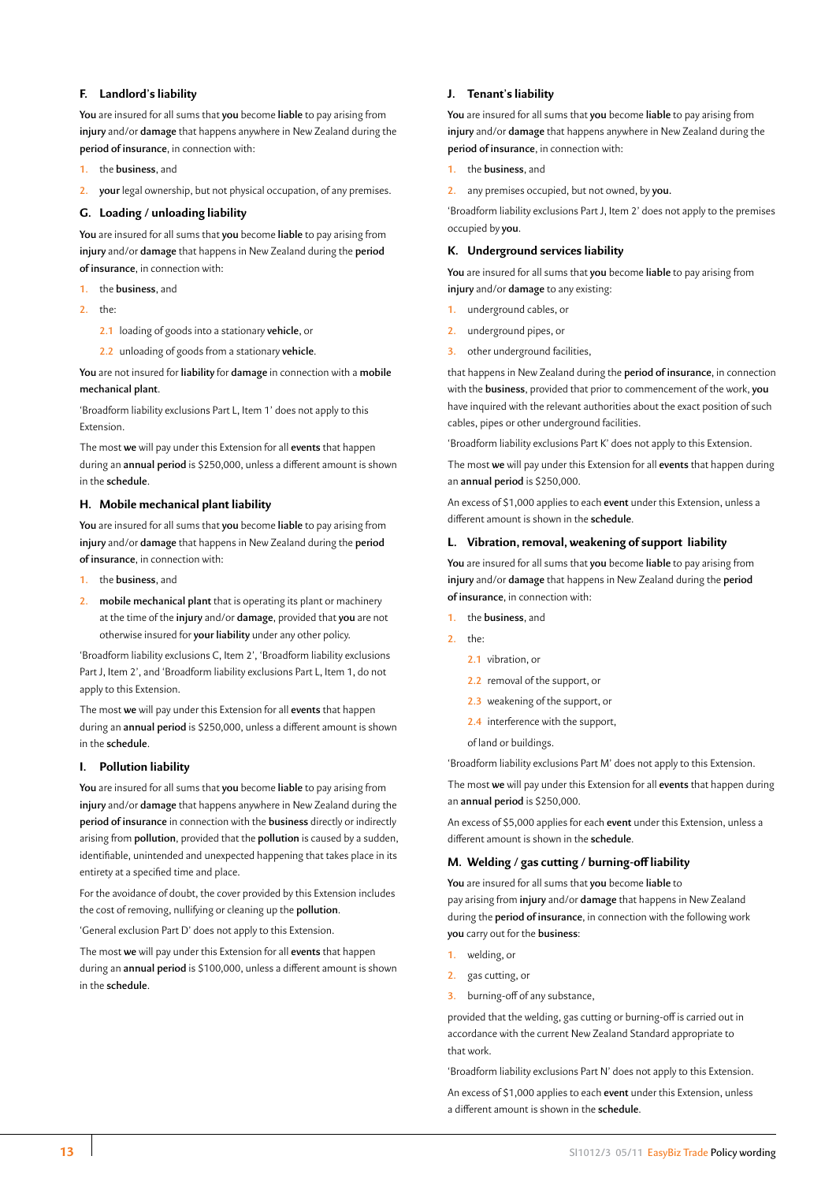### F. Landlord's liability

**You** are insured for all sums that **you** become **liable** to pay arising from **injury** and/or **damage** that happens anywhere in New Zealand during the **period of insurance**, in connection with:

1. the **business**, and
2. **your** legal ownership, but not physical occupation, of any premises.

### G. Loading / unloading liability

**You** are insured for all sums that **you** become **liable** to pay arising from **injury** and/or **damage** that happens in New Zealand during the **period of insurance**, in connection with:

1. the **business**, and
2. the:
   - 2.1 loading of goods into a stationary **vehicle**, or
   - 2.2 unloading of goods from a stationary **vehicle**.

**You** are not insured for **liability** for **damage** in connection with a **mobile mechanical plant**.

'Broadform liability exclusions Part L, Item 1' does not apply to this Extension.

The most **we** will pay under this Extension for all **events** that happen during an **annual period** is $250,000, unless a different amount is shown in the **schedule**.

### H. Mobile mechanical plant liability

**You** are insured for all sums that **you** become **liable** to pay arising from **injury** and/or **damage** that happens in New Zealand during the **period of insurance**, in connection with:

1. the **business**, and
2. **mobile mechanical plant** that is operating its plant or machinery at the time of the **injury** and/or **damage**, provided that **you** are not otherwise insured for **your liability** under any other policy.

'Broadform liability exclusions C, Item 2', 'Broadform liability exclusions Part J, Item 2', and 'Broadform liability exclusions Part L, Item 1, do not apply to this Extension.

The most **we** will pay under this Extension for all **events** that happen during an **annual period** is $250,000, unless a different amount is shown in the **schedule**.

### I. Pollution liability

**You** are insured for all sums that **you** become **liable** to pay arising from **injury** and/or **damage** that happens anywhere in New Zealand during the **period of insurance** in connection with the **business** directly or indirectly arising from **pollution**, provided that the **pollution** is caused by a sudden, identifiable, unintended and unexpected happening that takes place in its entirety at a specified time and place.

For the avoidance of doubt, the cover provided by this Extension includes the cost of removing, nullifying or cleaning up the **pollution**.

'General exclusion Part D' does not apply to this Extension.

The most **we** will pay under this Extension for all **events** that happen during an **annual period** is $100,000, unless a different amount is shown in the **schedule**.

### J. Tenant's liability

**You** are insured for all sums that **you** become **liable** to pay arising from **injury** and/or **damage** that happens anywhere in New Zealand during the **period of insurance**, in connection with:

1. the **business**, and
2. any premises occupied, but not owned, by **you**.

'Broadform liability exclusions Part J, Item 2' does not apply to the premises occupied by **you**.

### K. Underground services liability

**You** are insured for all sums that **you** become **liable** to pay arising from **injury** and/or **damage** to any existing:

1. underground cables, or
2. underground pipes, or
3. other underground facilities,

that happens in New Zealand during the **period of insurance**, in connection with the **business**, provided that prior to commencement of the work, **you** have inquired with the relevant authorities about the exact position of such cables, pipes or other underground facilities.

'Broadform liability exclusions Part K' does not apply to this Extension.

The most **we** will pay under this Extension for all **events** that happen during an **annual period** is $250,000.

An excess of $1,000 applies to each **event** under this Extension, unless a different amount is shown in the **schedule**.

### L. Vibration, removal, weakening of support liability

**You** are insured for all sums that **you** become **liable** to pay arising from **injury** and/or **damage** that happens in New Zealand during the **period of insurance**, in connection with:

1. the **business**, and
2. the:
   - 2.1 vibration, or
   - 2.2 removal of the support, or
   - 2.3 weakening of the support, or
   - 2.4 interference with the support,

   of land or buildings.

'Broadform liability exclusions Part M' does not apply to this Extension.

The most **we** will pay under this Extension for all **events** that happen during an **annual period** is $250,000.

An excess of $5,000 applies for each **event** under this Extension, unless a different amount is shown in the **schedule**.

### M. Welding / gas cutting / burning-off liability

**You** are insured for all sums that **you** become **liable** to pay arising from **injury** and/or **damage** that happens in New Zealand during the **period of insurance**, in connection with the following work **you** carry out for the **business**:

1. welding, or
2. gas cutting, or
3. burning-off of any substance,

provided that the welding, gas cutting or burning-off is carried out in accordance with the current New Zealand Standard appropriate to that work.

'Broadform liability exclusions Part N' does not apply to this Extension.

An excess of $1,000 applies to each **event** under this Extension, unless a different amount is shown in the **schedule**.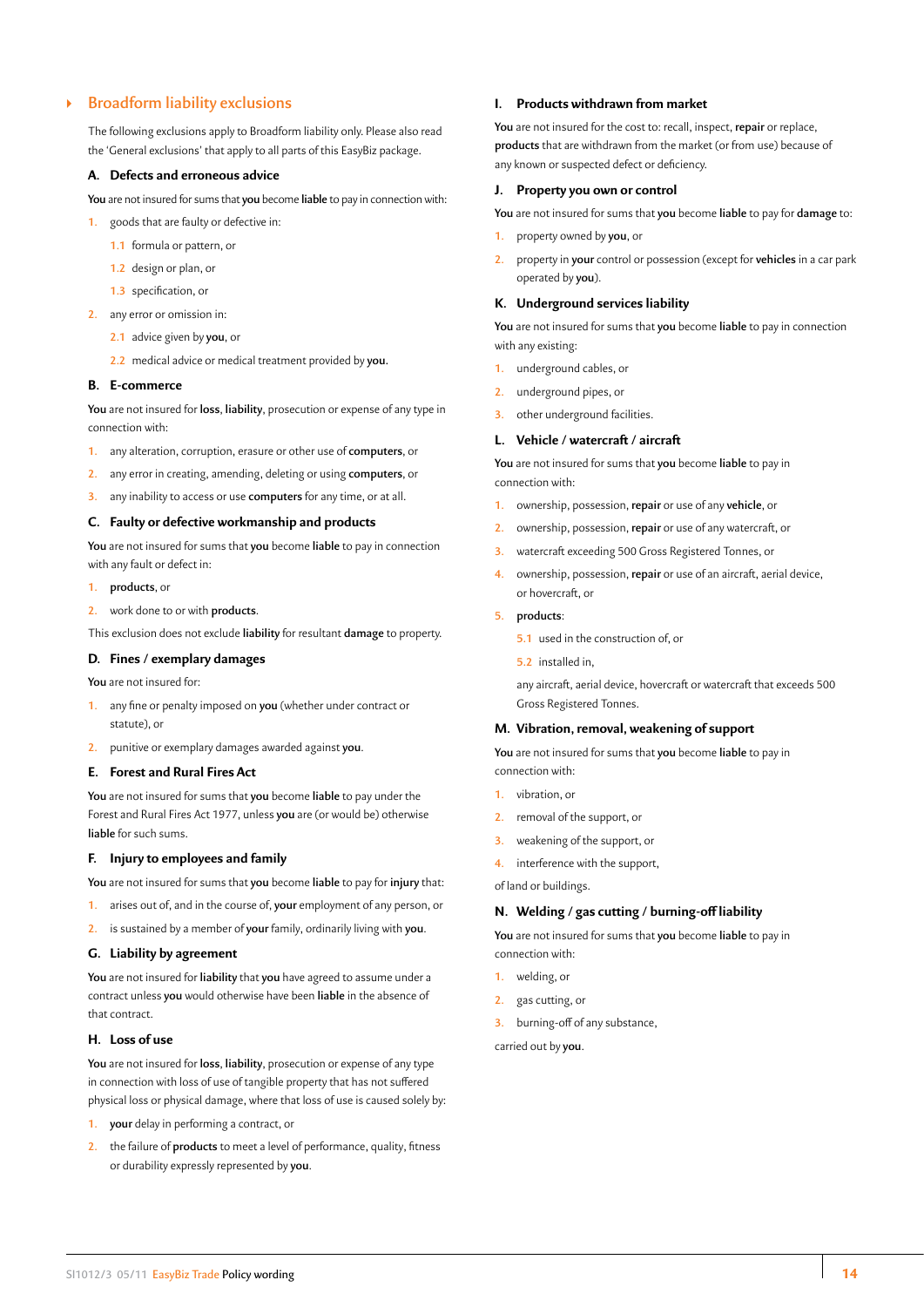## Broadform liability exclusions

The following exclusions apply to Broadform liability only. Please also read the 'General exclusions' that apply to all parts of this EasyBiz package.

### A. Defects and erroneous advice

**You** are not insured for sums that **you** become **liable** to pay in connection with:

1. goods that are faulty or defective in:
   - 1.1 formula or pattern, or
   - 1.2 design or plan, or
   - 1.3 specification, or
2. any error or omission in:
   - 2.1 advice given by **you**, or
   - 2.2 medical advice or medical treatment provided by **you**.

### B. E-commerce

**You** are not insured for **loss**, **liability**, prosecution or expense of any type in connection with:

1. any alteration, corruption, erasure or other use of **computers**, or
2. any error in creating, amending, deleting or using **computers**, or
3. any inability to access or use **computers** for any time, or at all.

### C. Faulty or defective workmanship and products

**You** are not insured for sums that **you** become **liable** to pay in connection with any fault or defect in:

1. **products**, or
2. work done to or with **products**.

This exclusion does not exclude **liability** for resultant **damage** to property.

### D. Fines / exemplary damages

**You** are not insured for:

1. any fine or penalty imposed on **you** (whether under contract or statute), or
2. punitive or exemplary damages awarded against **you**.

### E. Forest and Rural Fires Act

**You** are not insured for sums that **you** become **liable** to pay under the Forest and Rural Fires Act 1977, unless **you** are (or would be) otherwise **liable** for such sums.

### F. Injury to employees and family

**You** are not insured for sums that **you** become **liable** to pay for **injury** that:

1. arises out of, and in the course of, **your** employment of any person, or
2. is sustained by a member of **your** family, ordinarily living with **you**.

### G. Liability by agreement

**You** are not insured for **liability** that **you** have agreed to assume under a contract unless **you** would otherwise have been **liable** in the absence of that contract.

### H. Loss of use

**You** are not insured for **loss**, **liability**, prosecution or expense of any type in connection with loss of use of tangible property that has not suffered physical loss or physical damage, where that loss of use is caused solely by:

1. **your** delay in performing a contract, or
2. the failure of **products** to meet a level of performance, quality, fitness or durability expressly represented by **you**.

### I. Products withdrawn from market

**You** are not insured for the cost to: recall, inspect, **repair** or replace, **products** that are withdrawn from the market (or from use) because of any known or suspected defect or deficiency.

### J. Property you own or control

**You** are not insured for sums that **you** become **liable** to pay for **damage** to:

1. property owned by **you**, or
2. property in **your** control or possession (except for **vehicles** in a car park operated by **you**).

### K. Underground services liability

**You** are not insured for sums that **you** become **liable** to pay in connection with any existing:

1. underground cables, or
2. underground pipes, or
3. other underground facilities.

### L. Vehicle / watercraft / aircraft

**You** are not insured for sums that **you** become **liable** to pay in connection with:

1. ownership, possession, **repair** or use of any **vehicle**, or
2. ownership, possession, **repair** or use of any watercraft, or
3. watercraft exceeding 500 Gross Registered Tonnes, or
4. ownership, possession, **repair** or use of an aircraft, aerial device, or hovercraft, or
5. **products**:
   - 5.1 used in the construction of, or
   - 5.2 installed in,

   any aircraft, aerial device, hovercraft or watercraft that exceeds 500 Gross Registered Tonnes.

### M. Vibration, removal, weakening of support

**You** are not insured for sums that **you** become **liable** to pay in connection with:

1. vibration, or
2. removal of the support, or
3. weakening of the support, or
4. interference with the support,

of land or buildings.

### N. Welding / gas cutting / burning-off liability

**You** are not insured for sums that **you** become **liable** to pay in connection with:

1. welding, or
2. gas cutting, or
3. burning-off of any substance,

carried out by **you**.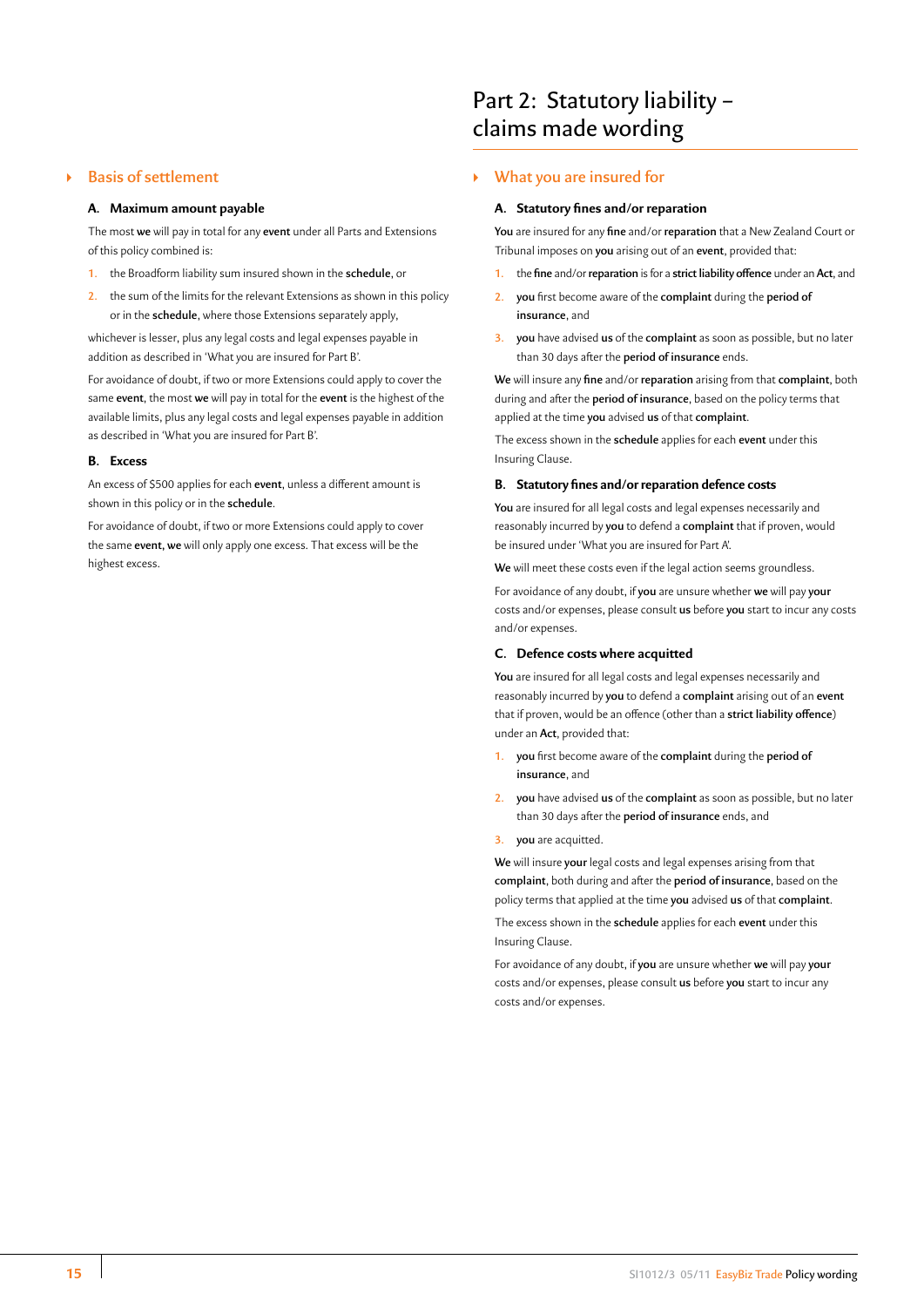## Basis of settlement

### A. Maximum amount payable

The most **we** will pay in total for any **event** under all Parts and Extensions of this policy combined is:

1. the Broadform liability sum insured shown in the **schedule**, or
2. the sum of the limits for the relevant Extensions as shown in this policy or in the **schedule**, where those Extensions separately apply,

whichever is lesser, plus any legal costs and legal expenses payable in addition as described in 'What you are insured for Part B'.

For avoidance of doubt, if two or more Extensions could apply to cover the same **event**, the most **we** will pay in total for the **event** is the highest of the available limits, plus any legal costs and legal expenses payable in addition as described in 'What you are insured for Part B'.

### B. Excess

An excess of $500 applies for each **event**, unless a different amount is shown in this policy or in the **schedule**.

For avoidance of doubt, if two or more Extensions could apply to cover the same **event, we** will only apply one excess. That excess will be the highest excess.

# Part 2: Statutory liability – claims made wording

## What you are insured for

### A. Statutory fines and/or reparation

**You** are insured for any **fine** and/or **reparation** that a New Zealand Court or Tribunal imposes on **you** arising out of an **event**, provided that:

1. the **fine** and/or **reparation** is for a **strict liability offence** under an **Act**, and
2. **you** first become aware of the **complaint** during the **period of insurance**, and
3. **you** have advised **us** of the **complaint** as soon as possible, but no later than 30 days after the **period of insurance** ends.

**We** will insure any **fine** and/or **reparation** arising from that **complaint**, both during and after the **period of insurance**, based on the policy terms that applied at the time **you** advised **us** of that **complaint**.

The excess shown in the **schedule** applies for each **event** under this Insuring Clause.

### B. Statutory fines and/or reparation defence costs

**You** are insured for all legal costs and legal expenses necessarily and reasonably incurred by **you** to defend a **complaint** that if proven, would be insured under 'What you are insured for Part A'.

**We** will meet these costs even if the legal action seems groundless.

For avoidance of any doubt, if **you** are unsure whether **we** will pay **your** costs and/or expenses, please consult **us** before **you** start to incur any costs and/or expenses.

### C. Defence costs where acquitted

**You** are insured for all legal costs and legal expenses necessarily and reasonably incurred by **you** to defend a **complaint** arising out of an **event** that if proven, would be an offence (other than a **strict liability offence**) under an **Act**, provided that:

1. **you** first become aware of the **complaint** during the **period of insurance**, and
2. **you** have advised **us** of the **complaint** as soon as possible, but no later than 30 days after the **period of insurance** ends, and
3. **you** are acquitted.

**We** will insure **your** legal costs and legal expenses arising from that **complaint**, both during and after the **period of insurance**, based on the policy terms that applied at the time **you** advised **us** of that **complaint**.

The excess shown in the **schedule** applies for each **event** under this Insuring Clause.

For avoidance of any doubt, if **you** are unsure whether **we** will pay **your** costs and/or expenses, please consult **us** before **you** start to incur any costs and/or expenses.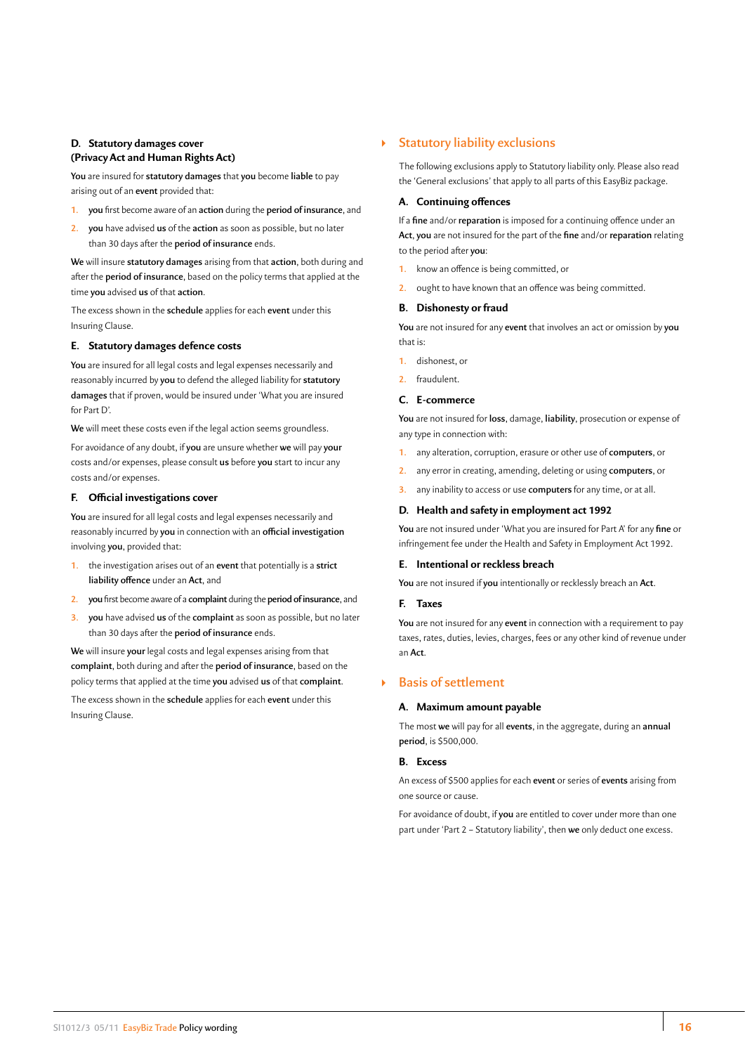### D. Statutory damages cover (Privacy Act and Human Rights Act)

**You** are insured for **statutory damages** that **you** become **liable** to pay arising out of an **event** provided that:

1. **you** first become aware of an **action** during the **period of insurance**, and
2. **you** have advised **us** of the **action** as soon as possible, but no later than 30 days after the **period of insurance** ends.

**We** will insure **statutory damages** arising from that **action**, both during and after the **period of insurance**, based on the policy terms that applied at the time **you** advised **us** of that **action**.

The excess shown in the **schedule** applies for each **event** under this Insuring Clause.

### E. Statutory damages defence costs

**You** are insured for all legal costs and legal expenses necessarily and reasonably incurred by **you** to defend the alleged liability for **statutory damages** that if proven, would be insured under 'What you are insured for Part D'.

**We** will meet these costs even if the legal action seems groundless.

For avoidance of any doubt, if **you** are unsure whether **we** will pay **your** costs and/or expenses, please consult **us** before **you** start to incur any costs and/or expenses.

### F. Official investigations cover

**You** are insured for all legal costs and legal expenses necessarily and reasonably incurred by **you** in connection with an **official investigation** involving **you**, provided that:

1. the investigation arises out of an **event** that potentially is a **strict liability offence** under an **Act**, and
2. **you** first become aware of a **complaint** during the **period of insurance**, and
3. **you** have advised **us** of the **complaint** as soon as possible, but no later than 30 days after the **period of insurance** ends.

**We** will insure **your** legal costs and legal expenses arising from that **complaint**, both during and after the **period of insurance**, based on the policy terms that applied at the time **you** advised **us** of that **complaint**.

The excess shown in the **schedule** applies for each **event** under this Insuring Clause.

## Statutory liability exclusions

The following exclusions apply to Statutory liability only. Please also read the 'General exclusions' that apply to all parts of this EasyBiz package.

### A. Continuing offences

If a **fine** and/or **reparation** is imposed for a continuing offence under an **Act**, **you** are not insured for the part of the **fine** and/or **reparation** relating to the period after **you**:

1. know an offence is being committed, or
2. ought to have known that an offence was being committed.

### B. Dishonesty or fraud

**You** are not insured for any **event** that involves an act or omission by **you** that is:

1. dishonest, or
2. fraudulent.

### C. E-commerce

**You** are not insured for **loss**, damage, **liability**, prosecution or expense of any type in connection with:

1. any alteration, corruption, erasure or other use of **computers**, or
2. any error in creating, amending, deleting or using **computers**, or
3. any inability to access or use **computers** for any time, or at all.

### D. Health and safety in employment act 1992

**You** are not insured under 'What you are insured for Part A' for any **fine** or infringement fee under the Health and Safety in Employment Act 1992.

### E. Intentional or reckless breach

**You** are not insured if **you** intentionally or recklessly breach an **Act**.

### F. Taxes

**You** are not insured for any **event** in connection with a requirement to pay taxes, rates, duties, levies, charges, fees or any other kind of revenue under an **Act**.

## Basis of settlement

### A. Maximum amount payable

The most **we** will pay for all **events**, in the aggregate, during an **annual period**, is $500,000.

### B. Excess

An excess of $500 applies for each **event** or series of **events** arising from one source or cause.

For avoidance of doubt, if **you** are entitled to cover under more than one part under 'Part 2 – Statutory liability', then **we** only deduct one excess.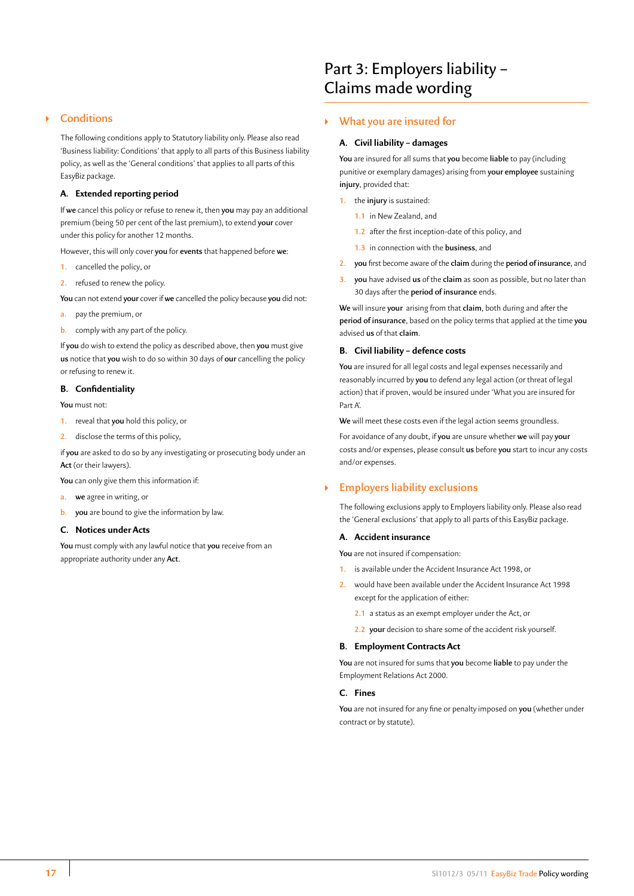## Conditions

The following conditions apply to Statutory liability only. Please also read 'Business liability: Conditions' that apply to all parts of this Business liability policy, as well as the 'General conditions' that applies to all parts of this EasyBiz package.

### A. Extended reporting period

If **we** cancel this policy or refuse to renew it, then **you** may pay an additional premium (being 50 per cent of the last premium), to extend **your** cover under this policy for another 12 months.

However, this will only cover **you** for **events** that happened before **we**:

1. cancelled the policy, or
2. refused to renew the policy.

**You** can not extend **your** cover if **we** cancelled the policy because **you** did not:

a. pay the premium, or
b. comply with any part of the policy.

If **you** do wish to extend the policy as described above, then **you** must give **us** notice that **you** wish to do so within 30 days of **our** cancelling the policy or refusing to renew it.

### B. Confidentiality

**You** must not:

1. reveal that **you** hold this policy, or
2. disclose the terms of this policy,

if **you** are asked to do so by any investigating or prosecuting body under an **Act** (or their lawyers).

**You** can only give them this information if:

a. **we** agree in writing, or
b. **you** are bound to give the information by law.

### C. Notices under Acts

**You** must comply with any lawful notice that **you** receive from an appropriate authority under any **Act**.

# Part 3: Employers liability – Claims made wording

## What you are insured for

### A. Civil liability – damages

**You** are insured for all sums that **you** become **liable** to pay (including punitive or exemplary damages) arising from **your employee** sustaining **injury**, provided that:

1. the **injury** is sustained:
   1.1 in New Zealand, and
   1.2 after the first inception-date of this policy, and
   1.3 in connection with the **business**, and
2. **you** first become aware of the **claim** during the **period of insurance**, and
3. **you** have advised **us** of the **claim** as soon as possible, but no later than 30 days after the **period of insurance** ends.

**We** will insure **your** arising from that **claim**, both during and after the **period of insurance**, based on the policy terms that applied at the time **you** advised **us** of that **claim**.

### B. Civil liability – defence costs

**You** are insured for all legal costs and legal expenses necessarily and reasonably incurred by **you** to defend any legal action (or threat of legal action) that if proven, would be insured under 'What you are insured for Part A'.

**We** will meet these costs even if the legal action seems groundless.

For avoidance of any doubt, if **you** are unsure whether **we** will pay **your** costs and/or expenses, please consult **us** before **you** start to incur any costs and/or expenses.

## Employers liability exclusions

The following exclusions apply to Employers liability only. Please also read the 'General exclusions' that apply to all parts of this EasyBiz package.

### A. Accident insurance

**You** are not insured if compensation:

1. is available under the Accident Insurance Act 1998, or
2. would have been available under the Accident Insurance Act 1998 except for the application of either:
   2.1 a status as an exempt employer under the Act, or
   2.2 **your** decision to share some of the accident risk yourself.

### B. Employment Contracts Act

**You** are not insured for sums that **you** become **liable** to pay under the Employment Relations Act 2000.

### C. Fines

**You** are not insured for any fine or penalty imposed on **you** (whether under contract or by statute).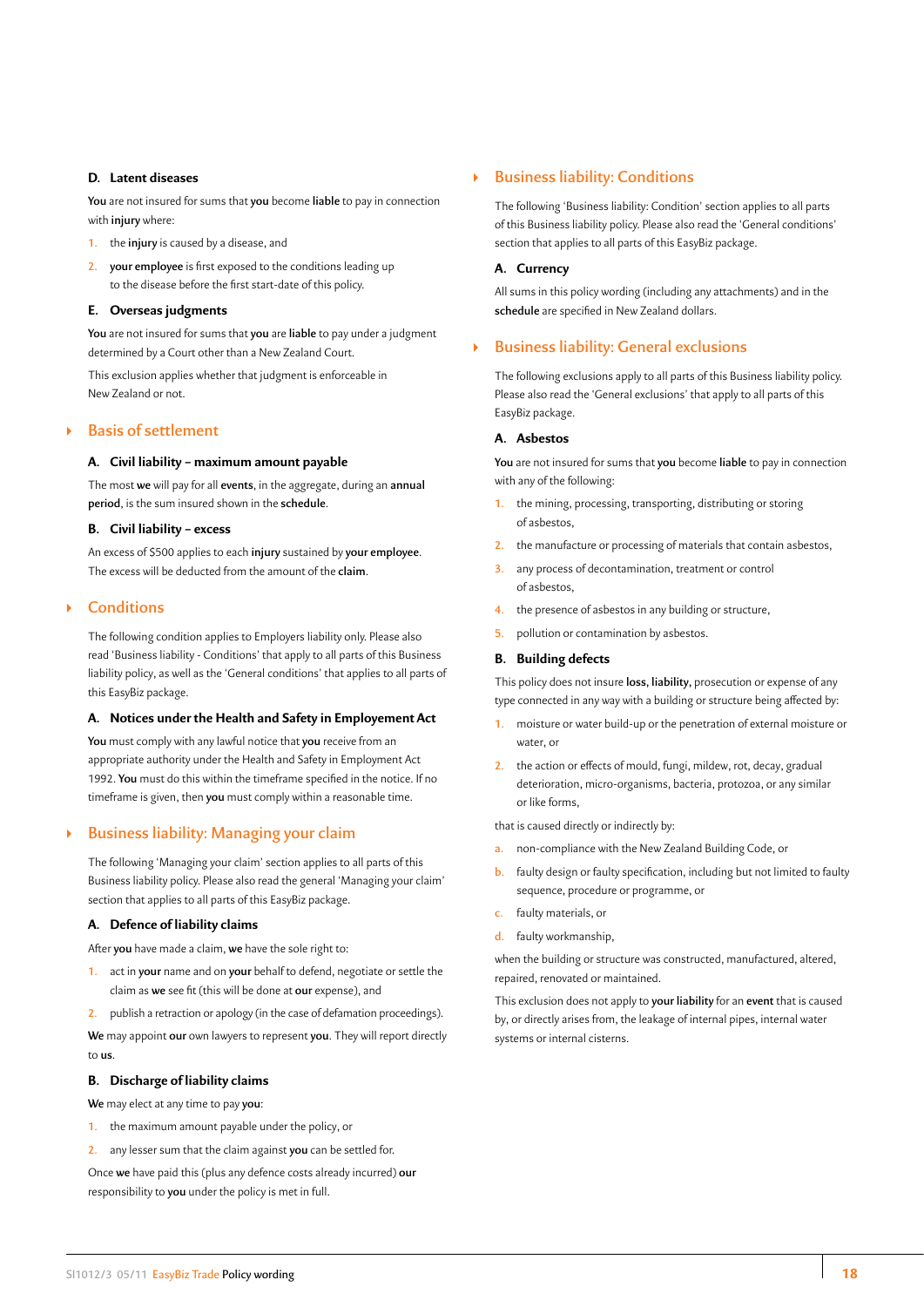### D. Latent diseases

**You** are not insured for sums that **you** become **liable** to pay in connection with **injury** where:

1. the **injury** is caused by a disease, and
2. **your employee** is first exposed to the conditions leading up to the disease before the first start-date of this policy.

### E. Overseas judgments

**You** are not insured for sums that **you** are **liable** to pay under a judgment determined by a Court other than a New Zealand Court.

This exclusion applies whether that judgment is enforceable in New Zealand or not.

## Basis of settlement

### A. Civil liability – maximum amount payable

The most **we** will pay for all **events**, in the aggregate, during an **annual period**, is the sum insured shown in the **schedule**.

### B. Civil liability – excess

An excess of $500 applies to each **injury** sustained by **your employee**. The excess will be deducted from the amount of the **claim**.

## Conditions

The following condition applies to Employers liability only. Please also read 'Business liability - Conditions' that apply to all parts of this Business liability policy, as well as the 'General conditions' that applies to all parts of this EasyBiz package.

### A. Notices under the Health and Safety in Employement Act

**You** must comply with any lawful notice that **you** receive from an appropriate authority under the Health and Safety in Employment Act 1992. **You** must do this within the timeframe specified in the notice. If no timeframe is given, then **you** must comply within a reasonable time.

## Business liability: Managing your claim

The following 'Managing your claim' section applies to all parts of this Business liability policy. Please also read the general 'Managing your claim' section that applies to all parts of this EasyBiz package.

### A. Defence of liability claims

After **you** have made a claim, **we** have the sole right to:

1. act in **your** name and on **your** behalf to defend, negotiate or settle the claim as **we** see fit (this will be done at **our** expense), and
2. publish a retraction or apology (in the case of defamation proceedings).

**We** may appoint **our** own lawyers to represent **you**. They will report directly to **us**.

### B. Discharge of liability claims

**We** may elect at any time to pay **you**:

1. the maximum amount payable under the policy, or
2. any lesser sum that the claim against **you** can be settled for.

Once **we** have paid this (plus any defence costs already incurred) **our** responsibility to **you** under the policy is met in full.

## Business liability: Conditions

The following 'Business liability: Condition' section applies to all parts of this Business liability policy. Please also read the 'General conditions' section that applies to all parts of this EasyBiz package.

### A. Currency

All sums in this policy wording (including any attachments) and in the **schedule** are specified in New Zealand dollars.

## Business liability: General exclusions

The following exclusions apply to all parts of this Business liability policy. Please also read the 'General exclusions' that apply to all parts of this EasyBiz package.

### A. Asbestos

**You** are not insured for sums that **you** become **liable** to pay in connection with any of the following:

1. the mining, processing, transporting, distributing or storing of asbestos,
2. the manufacture or processing of materials that contain asbestos,
3. any process of decontamination, treatment or control of asbestos,
4. the presence of asbestos in any building or structure,
5. pollution or contamination by asbestos.

### B. Building defects

This policy does not insure **loss**, **liability**, prosecution or expense of any type connected in any way with a building or structure being affected by:

1. moisture or water build-up or the penetration of external moisture or water, or
2. the action or effects of mould, fungi, mildew, rot, decay, gradual deterioration, micro-organisms, bacteria, protozoa, or any similar or like forms,

that is caused directly or indirectly by:

a. non-compliance with the New Zealand Building Code, or

b. faulty design or faulty specification, including but not limited to faulty sequence, procedure or programme, or

c. faulty materials, or

d. faulty workmanship,

when the building or structure was constructed, manufactured, altered, repaired, renovated or maintained.

This exclusion does not apply to **your liability** for an **event** that is caused by, or directly arises from, the leakage of internal pipes, internal water systems or internal cisterns.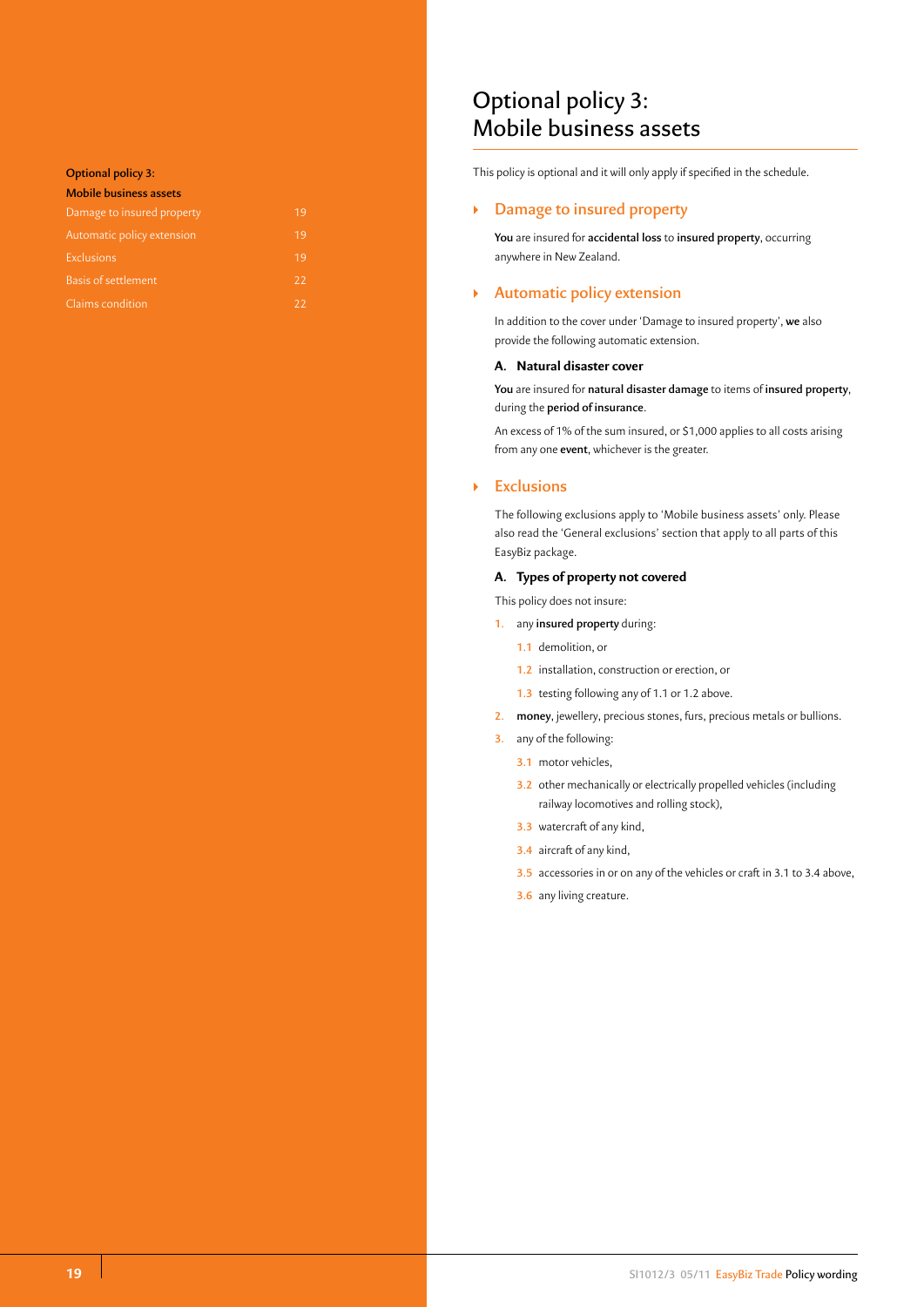# Optional policy 3: Mobile business assets

This policy is optional and it will only apply if specified in the schedule.

## Damage to insured property

**You** are insured for **accidental loss** to **insured property**, occurring anywhere in New Zealand.

## Automatic policy extension

In addition to the cover under 'Damage to insured property', **we** also provide the following automatic extension.

### A. Natural disaster cover

**You** are insured for **natural disaster damage** to items of **insured property**, during the **period of insurance**.

An excess of 1% of the sum insured, or $1,000 applies to all costs arising from any one **event**, whichever is the greater.

## Exclusions

The following exclusions apply to 'Mobile business assets' only. Please also read the 'General exclusions' section that apply to all parts of this EasyBiz package.

### A. Types of property not covered

This policy does not insure:

1. any **insured property** during:
   - 1.1 demolition, or
   - 1.2 installation, construction or erection, or
   - 1.3 testing following any of 1.1 or 1.2 above.
2. **money**, jewellery, precious stones, furs, precious metals or bullions.
3. any of the following:
   - 3.1 motor vehicles,
   - 3.2 other mechanically or electrically propelled vehicles (including railway locomotives and rolling stock),
   - 3.3 watercraft of any kind,
   - 3.4 aircraft of any kind,
   - 3.5 accessories in or on any of the vehicles or craft in 3.1 to 3.4 above,
   - 3.6 any living creature.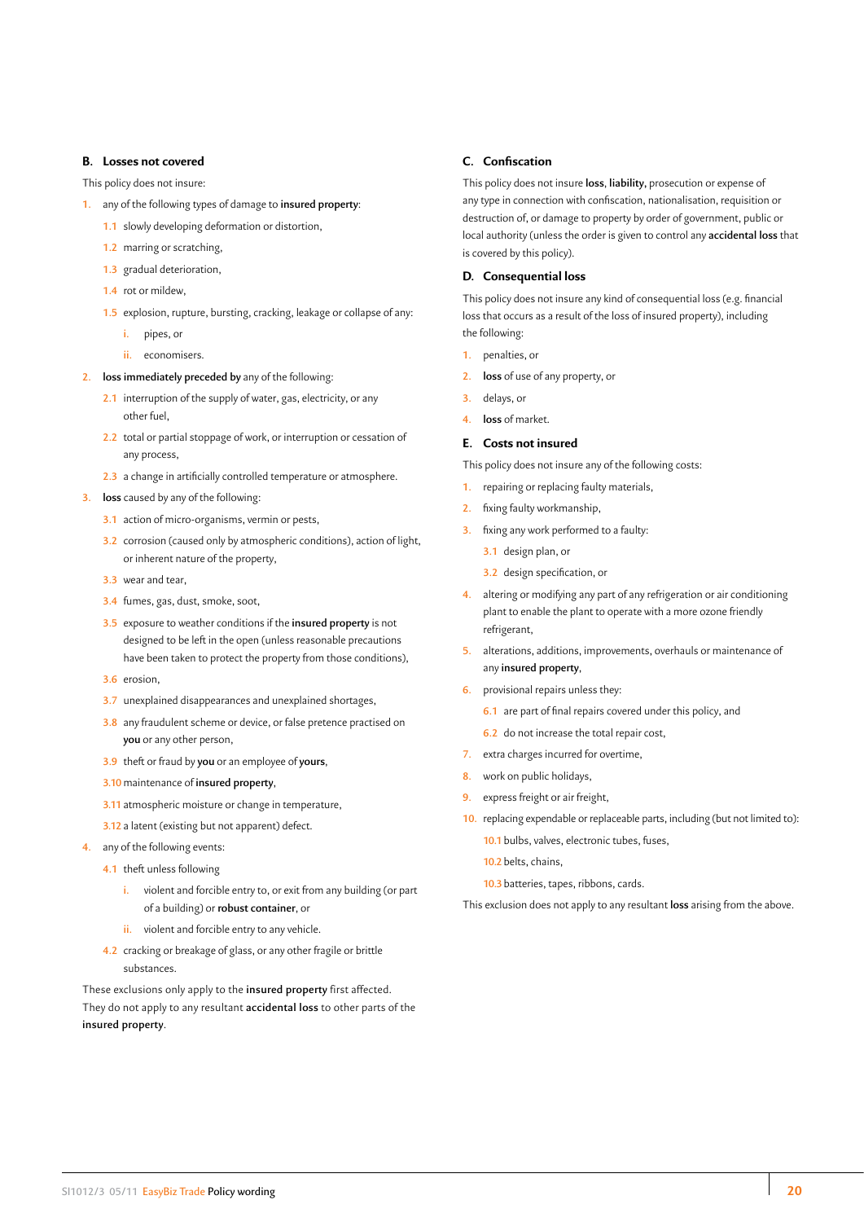### B. Losses not covered

This policy does not insure:

1. any of the following types of damage to **insured property**:
   - 1.1 slowly developing deformation or distortion,
   - 1.2 marring or scratching,
   - 1.3 gradual deterioration,
   - 1.4 rot or mildew,
   - 1.5 explosion, rupture, bursting, cracking, leakage or collapse of any:
     - i. pipes, or
     - ii. economisers.
2. **loss immediately preceded by** any of the following:
   - 2.1 interruption of the supply of water, gas, electricity, or any other fuel,
   - 2.2 total or partial stoppage of work, or interruption or cessation of any process,
   - 2.3 a change in artificially controlled temperature or atmosphere.
3. **loss** caused by any of the following:
   - 3.1 action of micro-organisms, vermin or pests,
   - 3.2 corrosion (caused only by atmospheric conditions), action of light, or inherent nature of the property,
   - 3.3 wear and tear,
   - 3.4 fumes, gas, dust, smoke, soot,
   - 3.5 exposure to weather conditions if the **insured property** is not designed to be left in the open (unless reasonable precautions have been taken to protect the property from those conditions),
   - 3.6 erosion,
   - 3.7 unexplained disappearances and unexplained shortages,
   - 3.8 any fraudulent scheme or device, or false pretence practised on **you** or any other person,
   - 3.9 theft or fraud by **you** or an employee of **yours**,
   - 3.10 maintenance of **insured property**,
   - 3.11 atmospheric moisture or change in temperature,
   - 3.12 a latent (existing but not apparent) defect.
4. any of the following events:
   - 4.1 theft unless following
     - i. violent and forcible entry to, or exit from any building (or part of a building) or **robust container**, or
     - ii. violent and forcible entry to any vehicle.
   - 4.2 cracking or breakage of glass, or any other fragile or brittle substances.

These exclusions only apply to the **insured property** first affected. They do not apply to any resultant **accidental loss** to other parts of the **insured property**.

### C. Confiscation

This policy does not insure **loss**, **liability**, prosecution or expense of any type in connection with confiscation, nationalisation, requisition or destruction of, or damage to property by order of government, public or local authority (unless the order is given to control any **accidental loss** that is covered by this policy).

### D. Consequential loss

This policy does not insure any kind of consequential loss (e.g. financial loss that occurs as a result of the loss of insured property), including the following:

1. penalties, or
2. **loss** of use of any property, or
3. delays, or
4. **loss** of market.

### E. Costs not insured

This policy does not insure any of the following costs:

1. repairing or replacing faulty materials,
2. fixing faulty workmanship,
3. fixing any work performed to a faulty:
   - 3.1 design plan, or
   - 3.2 design specification, or
4. altering or modifying any part of any refrigeration or air conditioning plant to enable the plant to operate with a more ozone friendly refrigerant,
5. alterations, additions, improvements, overhauls or maintenance of any **insured property**,
6. provisional repairs unless they:
   - 6.1 are part of final repairs covered under this policy, and
   - 6.2 do not increase the total repair cost,
7. extra charges incurred for overtime,
8. work on public holidays,
9. express freight or air freight,
10. replacing expendable or replaceable parts, including (but not limited to):
    - 10.1 bulbs, valves, electronic tubes, fuses,
    - 10.2 belts, chains,
    - 10.3 batteries, tapes, ribbons, cards.

This exclusion does not apply to any resultant **loss** arising from the above.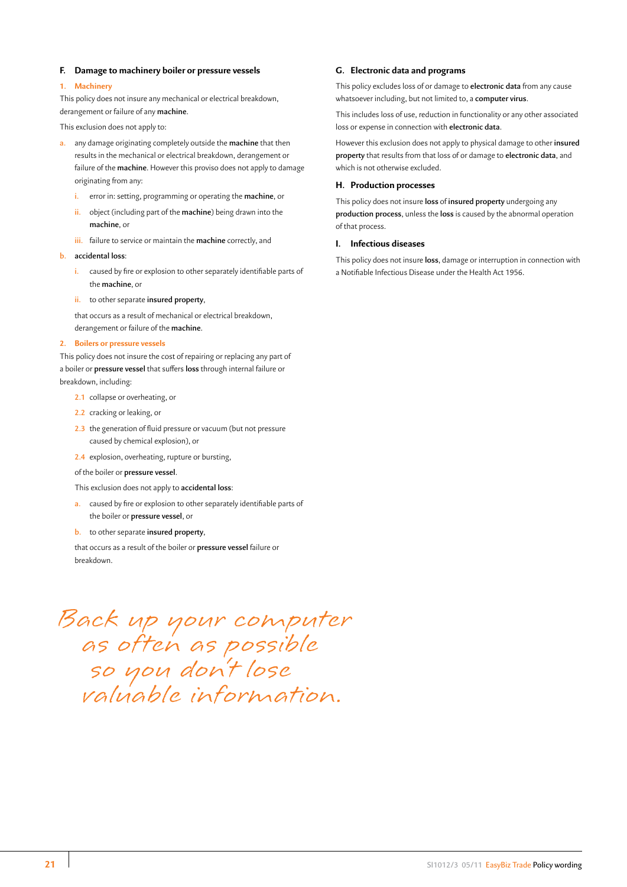### F. Damage to machinery boiler or pressure vessels

#### 1. Machinery

This policy does not insure any mechanical or electrical breakdown, derangement or failure of any **machine**.

This exclusion does not apply to:

a. any damage originating completely outside the **machine** that then results in the mechanical or electrical breakdown, derangement or failure of the **machine**. However this proviso does not apply to damage originating from any:

   i. error in: setting, programming or operating the **machine**, or

   ii. object (including part of the **machine**) being drawn into the **machine**, or

   iii. failure to service or maintain the **machine** correctly, and

b. **accidental loss**:

   i. caused by fire or explosion to other separately identifiable parts of the **machine**, or

   ii. to other separate **insured property**,

   that occurs as a result of mechanical or electrical breakdown, derangement or failure of the **machine**.

#### 2. Boilers or pressure vessels

This policy does not insure the cost of repairing or replacing any part of a boiler or **pressure vessel** that suffers **loss** through internal failure or breakdown, including:

2.1 collapse or overheating, or

2.2 cracking or leaking, or

2.3 the generation of fluid pressure or vacuum (but not pressure caused by chemical explosion), or

2.4 explosion, overheating, rupture or bursting,

of the boiler or **pressure vessel**.

This exclusion does not apply to **accidental loss**:

a. caused by fire or explosion to other separately identifiable parts of the boiler or **pressure vessel**, or

b. to other separate **insured property**,

that occurs as a result of the boiler or **pressure vessel** failure or breakdown.

*Back up your computer as often as possible so you don't lose valuable information.*

### G. Electronic data and programs

This policy excludes loss of or damage to **electronic data** from any cause whatsoever including, but not limited to, a **computer virus**.

This includes loss of use, reduction in functionality or any other associated loss or expense in connection with **electronic data**.

However this exclusion does not apply to physical damage to other **insured property** that results from that loss of or damage to **electronic data**, and which is not otherwise excluded.

### H. Production processes

This policy does not insure **loss** of **insured property** undergoing any **production process**, unless the **loss** is caused by the abnormal operation of that process.

### I. Infectious diseases

This policy does not insure **loss**, damage or interruption in connection with a Notifiable Infectious Disease under the Health Act 1956.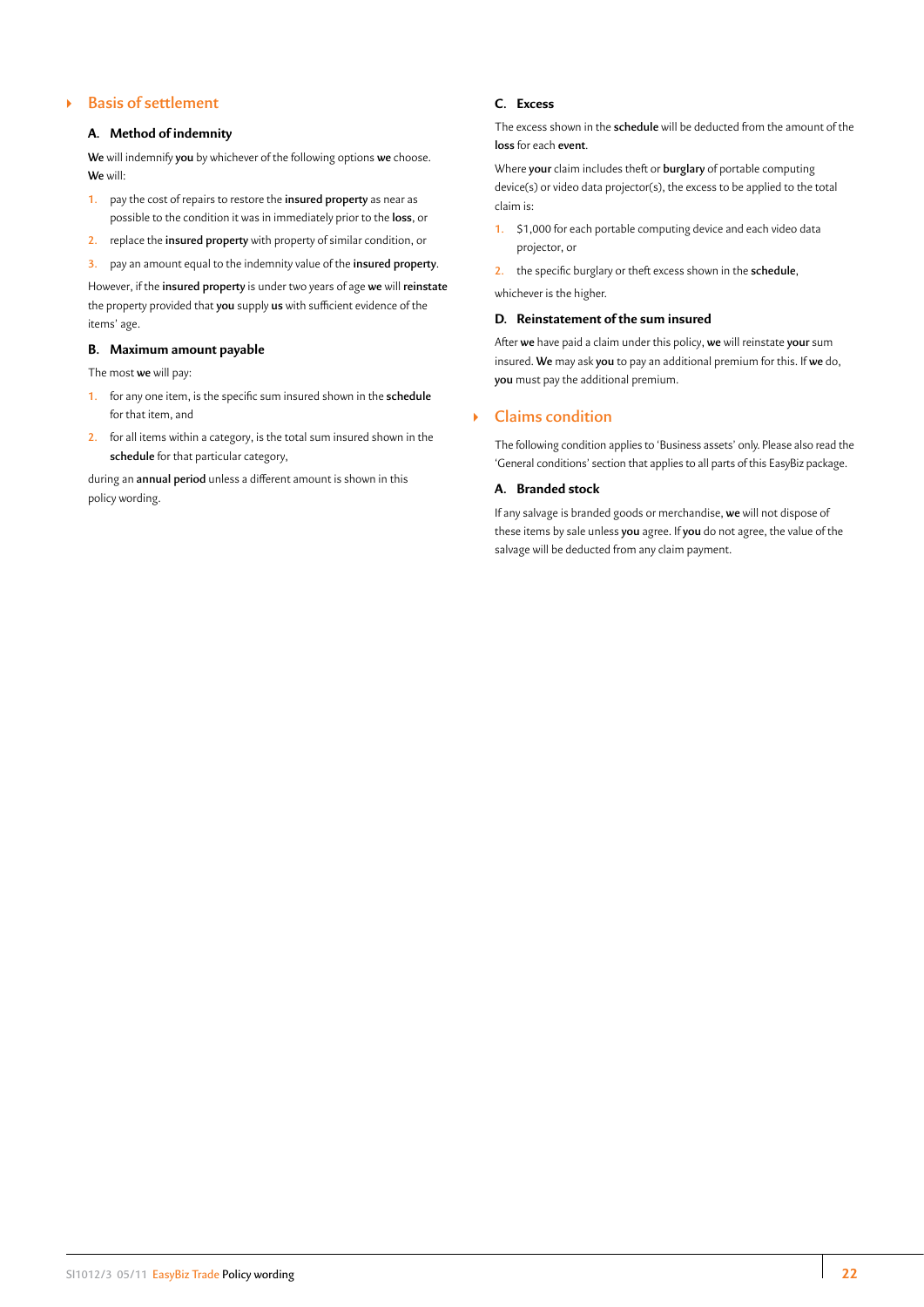## Basis of settlement

### A. Method of indemnity

**We** will indemnify **you** by whichever of the following options **we** choose. **We** will:

1. pay the cost of repairs to restore the **insured property** as near as possible to the condition it was in immediately prior to the **loss**, or
2. replace the **insured property** with property of similar condition, or
3. pay an amount equal to the indemnity value of the **insured property**.

However, if the **insured property** is under two years of age **we** will **reinstate** the property provided that **you** supply **us** with sufficient evidence of the items' age.

### B. Maximum amount payable

The most **we** will pay:

1. for any one item, is the specific sum insured shown in the **schedule** for that item, and
2. for all items within a category, is the total sum insured shown in the **schedule** for that particular category,

during an **annual period** unless a different amount is shown in this policy wording.

### C. Excess

The excess shown in the **schedule** will be deducted from the amount of the **loss** for each **event**.

Where **your** claim includes theft or **burglary** of portable computing device(s) or video data projector(s), the excess to be applied to the total claim is:

1. $1,000 for each portable computing device and each video data projector, or
2. the specific burglary or theft excess shown in the **schedule**,

whichever is the higher.

### D. Reinstatement of the sum insured

After **we** have paid a claim under this policy, **we** will reinstate **your** sum insured. **We** may ask **you** to pay an additional premium for this. If **we** do, **you** must pay the additional premium.

## Claims condition

The following condition applies to 'Business assets' only. Please also read the 'General conditions' section that applies to all parts of this EasyBiz package.

### A. Branded stock

If any salvage is branded goods or merchandise, **we** will not dispose of these items by sale unless **you** agree. If **you** do not agree, the value of the salvage will be deducted from any claim payment.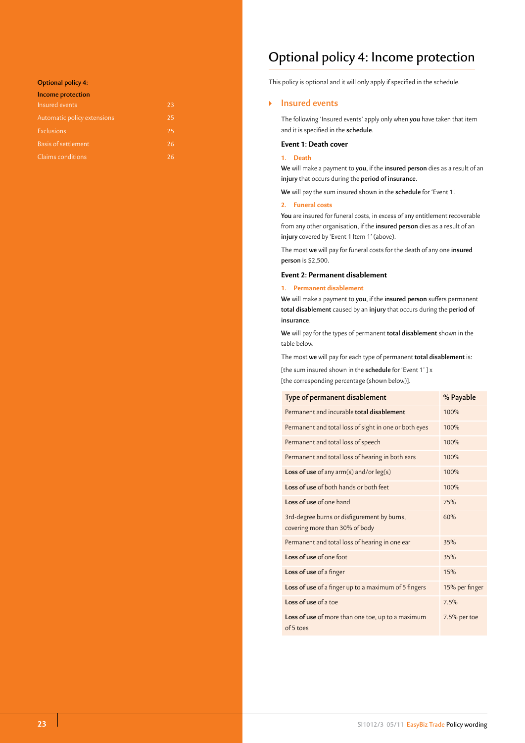Optional policy 4:

Income protection

| | |
|---|---|
| Insured events | 23 |
| Automatic policy extensions | 25 |
| Exclusions | 25 |
| Basis of settlement | 26 |
| Claims conditions | 26 |

# Optional policy 4: Income protection

This policy is optional and it will only apply if specified in the schedule.

## Insured events

The following 'Insured events' apply only when **you** have taken that item and it is specified in the **schedule**.

### Event 1: Death cover

#### 1. Death

**We** will make a payment to **you**, if the **insured person** dies as a result of an **injury** that occurs during the **period of insurance**.

**We** will pay the sum insured shown in the **schedule** for 'Event 1'.

#### 2. Funeral costs

**You** are insured for funeral costs, in excess of any entitlement recoverable from any other organisation, if the **insured person** dies as a result of an **injury** covered by 'Event 1 Item 1' (above).

The most **we** will pay for funeral costs for the death of any one **insured person** is $2,500.

### Event 2: Permanent disablement

#### 1. Permanent disablement

**We** will make a payment to **you**, if the **insured person** suffers permanent **total disablement** caused by an **injury** that occurs during the **period of insurance**.

**We** will pay for the types of permanent **total disablement** shown in the table below.

The most **we** will pay for each type of permanent **total disablement** is:

[the sum insured shown in the **schedule** for 'Event 1' ] x
[the corresponding percentage (shown below)].

| Type of permanent disablement | % Payable |
|---|---|
| Permanent and incurable **total disablement** | 100% |
| Permanent and total loss of sight in one or both eyes | 100% |
| Permanent and total loss of speech | 100% |
| Permanent and total loss of hearing in both ears | 100% |
| **Loss of use** of any arm(s) and/or leg(s) | 100% |
| **Loss of use** of both hands or both feet | 100% |
| **Loss of use** of one hand | 75% |
| 3rd-degree burns or disfigurement by burns, covering more than 30% of body | 60% |
| Permanent and total loss of hearing in one ear | 35% |
| **Loss of use** of one foot | 35% |
| **Loss of use** of a finger | 15% |
| **Loss of use** of a finger up to a maximum of 5 fingers | 15% per finger |
| **Loss of use** of a toe | 7.5% |
| **Loss of use** of more than one toe, up to a maximum of 5 toes | 7.5% per toe |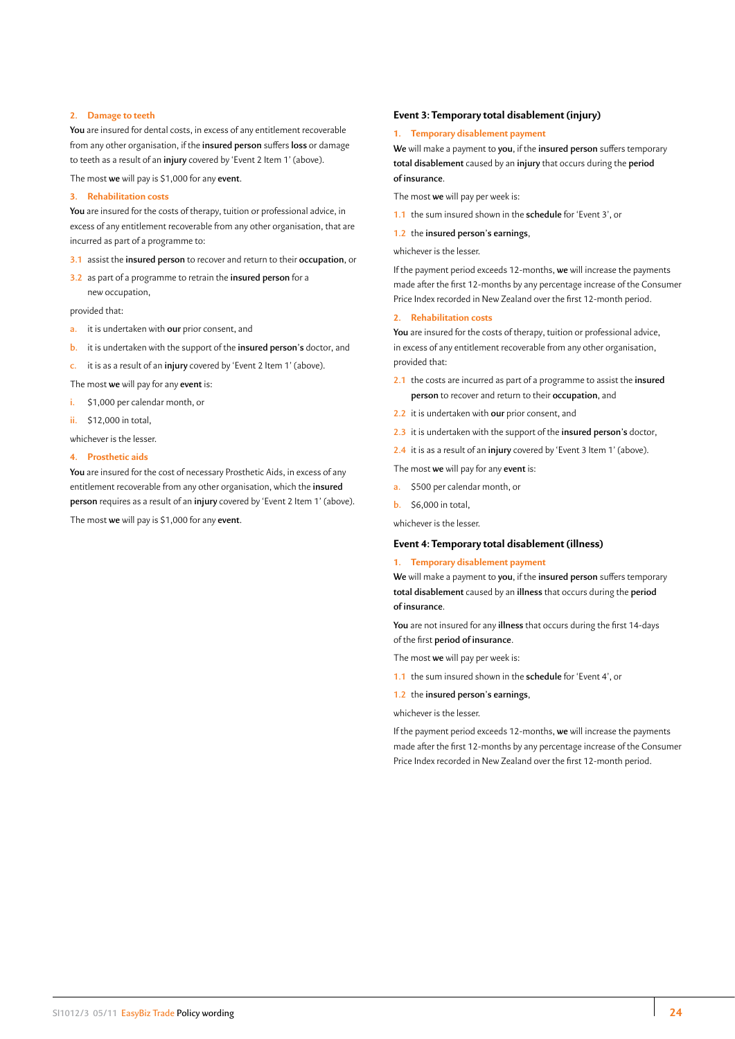### 2. Damage to teeth

**You** are insured for dental costs, in excess of any entitlement recoverable from any other organisation, if the **insured person** suffers **loss** or damage to teeth as a result of an **injury** covered by 'Event 2 Item 1' (above).

The most **we** will pay is $1,000 for any **event**.

### 3. Rehabilitation costs

**You** are insured for the costs of therapy, tuition or professional advice, in excess of any entitlement recoverable from any other organisation, that are incurred as part of a programme to:

3.1 assist the **insured person** to recover and return to their **occupation**, or

3.2 as part of a programme to retrain the **insured person** for a new occupation,

provided that:

a. it is undertaken with **our** prior consent, and

b. it is undertaken with the support of the **insured person's** doctor, and

c. it is as a result of an **injury** covered by 'Event 2 Item 1' (above).

The most **we** will pay for any **event** is:

i. $1,000 per calendar month, or

ii. $12,000 in total,

whichever is the lesser.

### 4. Prosthetic aids

**You** are insured for the cost of necessary Prosthetic Aids, in excess of any entitlement recoverable from any other organisation, which the **insured person** requires as a result of an **injury** covered by 'Event 2 Item 1' (above).

The most **we** will pay is $1,000 for any **event**.

## Event 3: Temporary total disablement (injury)

### 1. Temporary disablement payment

**We** will make a payment to **you**, if the **insured person** suffers temporary **total disablement** caused by an **injury** that occurs during the **period of insurance**.

The most **we** will pay per week is:

1.1 the sum insured shown in the **schedule** for 'Event 3', or

1.2 the **insured person's earnings**,

whichever is the lesser.

If the payment period exceeds 12-months, **we** will increase the payments made after the first 12-months by any percentage increase of the Consumer Price Index recorded in New Zealand over the first 12-month period.

### 2. Rehabilitation costs

**You** are insured for the costs of therapy, tuition or professional advice, in excess of any entitlement recoverable from any other organisation, provided that:

2.1 the costs are incurred as part of a programme to assist the **insured person** to recover and return to their **occupation**, and

2.2 it is undertaken with **our** prior consent, and

2.3 it is undertaken with the support of the **insured person's** doctor,

2.4 it is as a result of an **injury** covered by 'Event 3 Item 1' (above).

The most **we** will pay for any **event** is:

a. $500 per calendar month, or

b. $6,000 in total,

whichever is the lesser.

## Event 4: Temporary total disablement (illness)

### 1. Temporary disablement payment

**We** will make a payment to **you**, if the **insured person** suffers temporary **total disablement** caused by an **illness** that occurs during the **period of insurance**.

**You** are not insured for any **illness** that occurs during the first 14-days of the first **period of insurance**.

The most **we** will pay per week is:

1.1 the sum insured shown in the **schedule** for 'Event 4', or

1.2 the **insured person's earnings**,

whichever is the lesser.

If the payment period exceeds 12-months, **we** will increase the payments made after the first 12-months by any percentage increase of the Consumer Price Index recorded in New Zealand over the first 12-month period.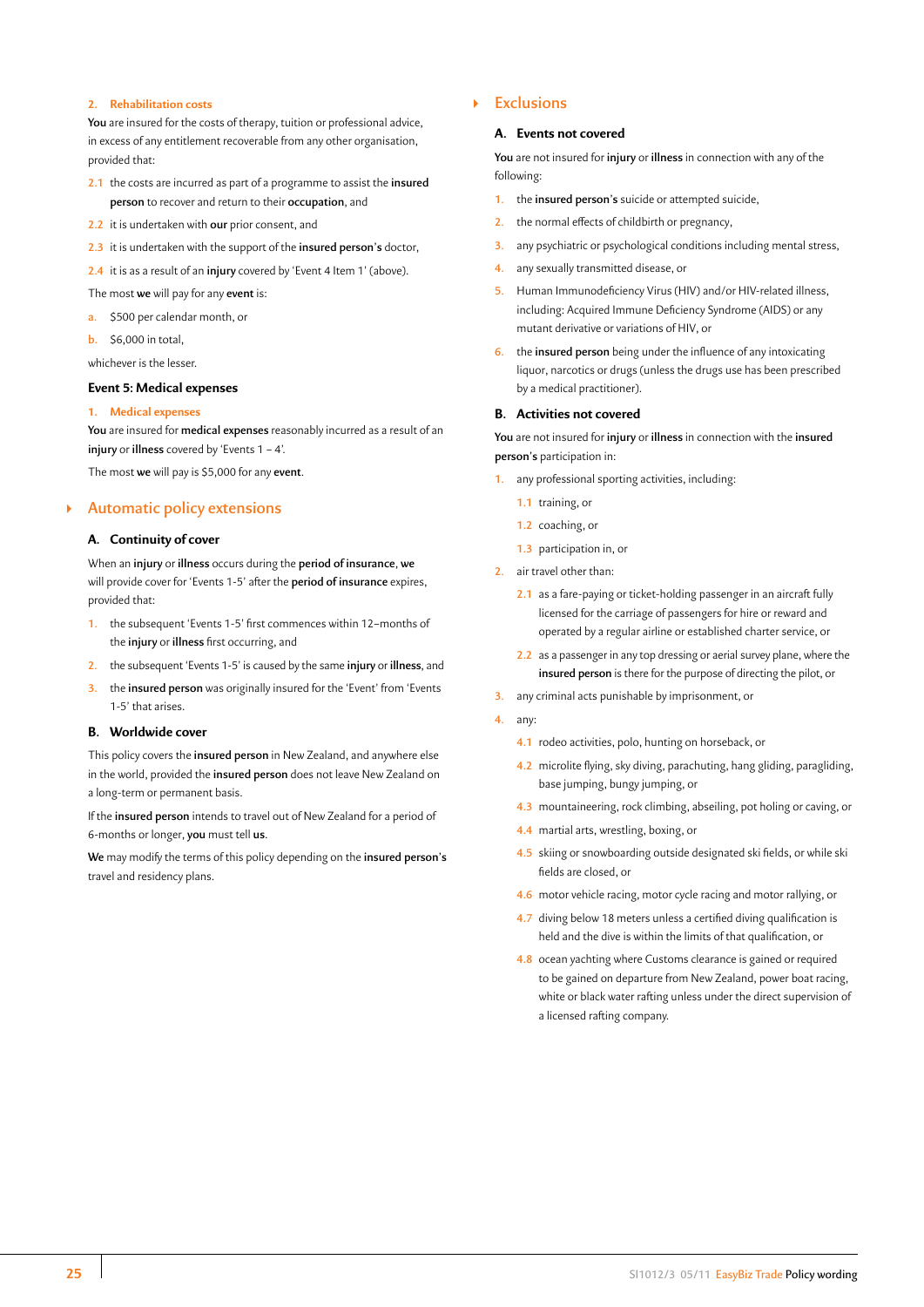#### 2. Rehabilitation costs

**You** are insured for the costs of therapy, tuition or professional advice, in excess of any entitlement recoverable from any other organisation, provided that:

2.1 the costs are incurred as part of a programme to assist the **insured person** to recover and return to their **occupation**, and

2.2 it is undertaken with **our** prior consent, and

2.3 it is undertaken with the support of the **insured person's** doctor,

2.4 it is as a result of an **injury** covered by 'Event 4 Item 1' (above).

The most **we** will pay for any **event** is:

a. $500 per calendar month, or

b. $6,000 in total,

whichever is the lesser.

### Event 5: Medical expenses

#### 1. Medical expenses

**You** are insured for **medical expenses** reasonably incurred as a result of an **injury** or **illness** covered by 'Events 1 – 4'.

The most **we** will pay is $5,000 for any **event**.

## Automatic policy extensions

### A. Continuity of cover

When an **injury** or **illness** occurs during the **period of insurance**, **we** will provide cover for 'Events 1-5' after the **period of insurance** expires, provided that:

1. the subsequent 'Events 1-5' first commences within 12–months of the **injury** or **illness** first occurring, and
2. the subsequent 'Events 1-5' is caused by the same **injury** or **illness**, and
3. the **insured person** was originally insured for the 'Event' from 'Events 1-5' that arises.

### B. Worldwide cover

This policy covers the **insured person** in New Zealand, and anywhere else in the world, provided the **insured person** does not leave New Zealand on a long-term or permanent basis.

If the **insured person** intends to travel out of New Zealand for a period of 6-months or longer, **you** must tell **us**.

**We** may modify the terms of this policy depending on the **insured person's** travel and residency plans.

## Exclusions

### A. Events not covered

**You** are not insured for **injury** or **illness** in connection with any of the following:

1. the **insured person's** suicide or attempted suicide,
2. the normal effects of childbirth or pregnancy,
3. any psychiatric or psychological conditions including mental stress,
4. any sexually transmitted disease, or
5. Human Immunodeficiency Virus (HIV) and/or HIV-related illness, including: Acquired Immune Deficiency Syndrome (AIDS) or any mutant derivative or variations of HIV, or
6. the **insured person** being under the influence of any intoxicating liquor, narcotics or drugs (unless the drugs use has been prescribed by a medical practitioner).

### B. Activities not covered

**You** are not insured for **injury** or **illness** in connection with the **insured person's** participation in:

1. any professional sporting activities, including:
   - 1.1 training, or
   - 1.2 coaching, or
   - 1.3 participation in, or
2. air travel other than:
   - 2.1 as a fare-paying or ticket-holding passenger in an aircraft fully licensed for the carriage of passengers for hire or reward and operated by a regular airline or established charter service, or
   - 2.2 as a passenger in any top dressing or aerial survey plane, where the **insured person** is there for the purpose of directing the pilot, or
3. any criminal acts punishable by imprisonment, or
4. any:
   - 4.1 rodeo activities, polo, hunting on horseback, or
   - 4.2 microlite flying, sky diving, parachuting, hang gliding, paragliding, base jumping, bungy jumping, or
   - 4.3 mountaineering, rock climbing, abseiling, pot holing or caving, or
   - 4.4 martial arts, wrestling, boxing, or
   - 4.5 skiing or snowboarding outside designated ski fields, or while ski fields are closed, or
   - 4.6 motor vehicle racing, motor cycle racing and motor rallying, or
   - 4.7 diving below 18 meters unless a certified diving qualification is held and the dive is within the limits of that qualification, or
   - 4.8 ocean yachting where Customs clearance is gained or required to be gained on departure from New Zealand, power boat racing, white or black water rafting unless under the direct supervision of a licensed rafting company.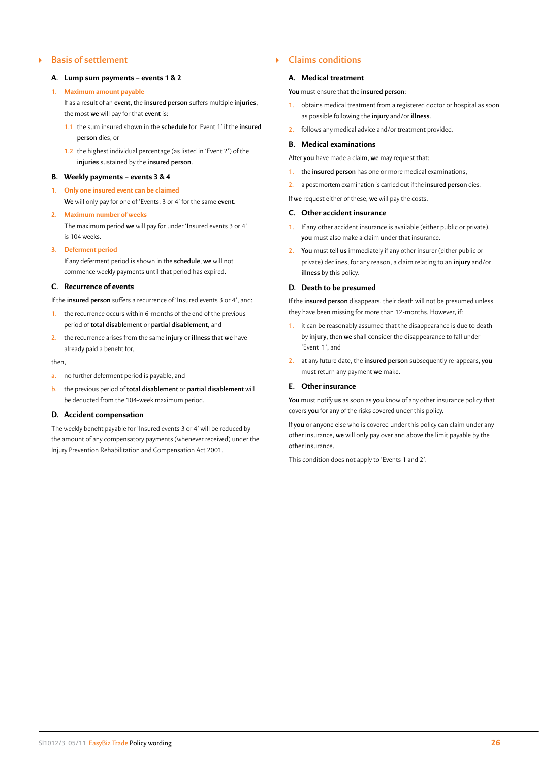## Basis of settlement

### A. Lump sum payments – events 1 & 2

1. **Maximum amount payable**

   If as a result of an **event**, the **insured person** suffers multiple **injuries**, the most **we** will pay for that **event** is:

   1.1 the sum insured shown in the **schedule** for 'Event 1' if the **insured person** dies, or

   1.2 the highest individual percentage (as listed in 'Event 2') of the **injuries** sustained by the **insured person**.

### B. Weekly payments – events 3 & 4

1. **Only one insured event can be claimed**

   **We** will only pay for one of 'Events: 3 or 4' for the same **event**.

2. **Maximum number of weeks**

   The maximum period **we** will pay for under 'Insured events 3 or 4' is 104 weeks.

3. **Deferment period**

   If any deferment period is shown in the **schedule**, **we** will not commence weekly payments until that period has expired.

### C. Recurrence of events

If the **insured person** suffers a recurrence of 'Insured events 3 or 4', and:

1. the recurrence occurs within 6-months of the end of the previous period of **total disablement** or **partial disablement**, and
2. the recurrence arises from the same **injury** or **illness** that **we** have already paid a benefit for,

then,

a. no further deferment period is payable, and

b. the previous period of **total disablement** or **partial disablement** will be deducted from the 104-week maximum period.

### D. Accident compensation

The weekly benefit payable for 'Insured events 3 or 4' will be reduced by the amount of any compensatory payments (whenever received) under the Injury Prevention Rehabilitation and Compensation Act 2001.

## Claims conditions

### A. Medical treatment

**You** must ensure that the **insured person**:

1. obtains medical treatment from a registered doctor or hospital as soon as possible following the **injury** and/or **illness**.
2. follows any medical advice and/or treatment provided.

### B. Medical examinations

After **you** have made a claim, **we** may request that:

1. the **insured person** has one or more medical examinations,
2. a post mortem examination is carried out if the **insured person** dies.

If **we** request either of these, **we** will pay the costs.

### C. Other accident insurance

1. If any other accident insurance is available (either public or private), **you** must also make a claim under that insurance.
2. **You** must tell **us** immediately if any other insurer (either public or private) declines, for any reason, a claim relating to an **injury** and/or **illness** by this policy.

### D. Death to be presumed

If the **insured person** disappears, their death will not be presumed unless they have been missing for more than 12-months. However, if:

1. it can be reasonably assumed that the disappearance is due to death by **injury**, then **we** shall consider the disappearance to fall under 'Event 1', and
2. at any future date, the **insured person** subsequently re-appears, **you** must return any payment **we** make.

### E. Other insurance

**You** must notify **us** as soon as **you** know of any other insurance policy that covers **you** for any of the risks covered under this policy.

If **you** or anyone else who is covered under this policy can claim under any other insurance, **we** will only pay over and above the limit payable by the other insurance.

This condition does not apply to 'Events 1 and 2'.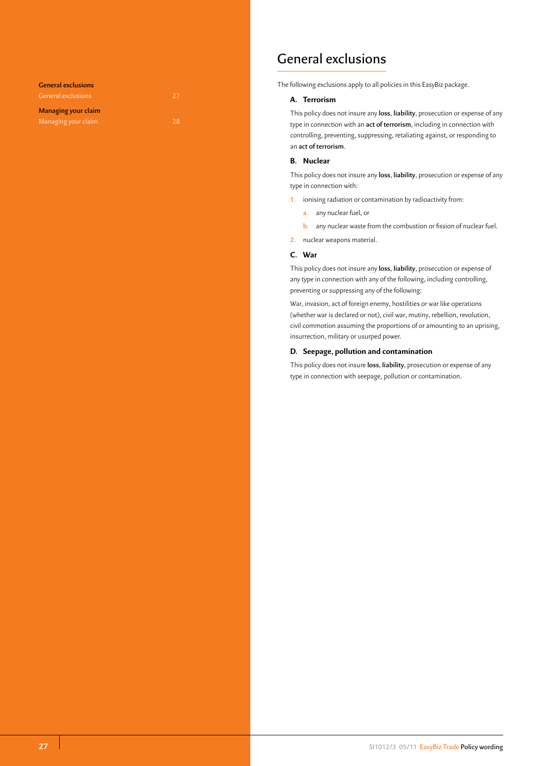# General exclusions

The following exclusions apply to all policies in this EasyBiz package.

## A. Terrorism

This policy does not insure any **loss**, **liability**, prosecution or expense of any type in connection with an **act of terrorism**, including in connection with controlling, preventing, suppressing, retaliating against, or responding to an **act of terrorism**.

## B. Nuclear

This policy does not insure any **loss**, **liability**, prosecution or expense of any type in connection with:

1. ionising radiation or contamination by radioactivity from:
   a. any nuclear fuel, or
   b. any nuclear waste from the combustion or fission of nuclear fuel.
2. nuclear weapons material.

## C. War

This policy does not insure any **loss**, **liability**, prosecution or expense of any type in connection with any of the following, including controlling, preventing or suppressing any of the following:

War, invasion, act of foreign enemy, hostilities or war like operations (whether war is declared or not), civil war, mutiny, rebellion, revolution, civil commotion assuming the proportions of or amounting to an uprising, insurrection, military or usurped power.

## D. Seepage, pollution and contamination

This policy does not insure **loss**, **liability**, prosecution or expense of any type in connection with seepage, pollution or contamination.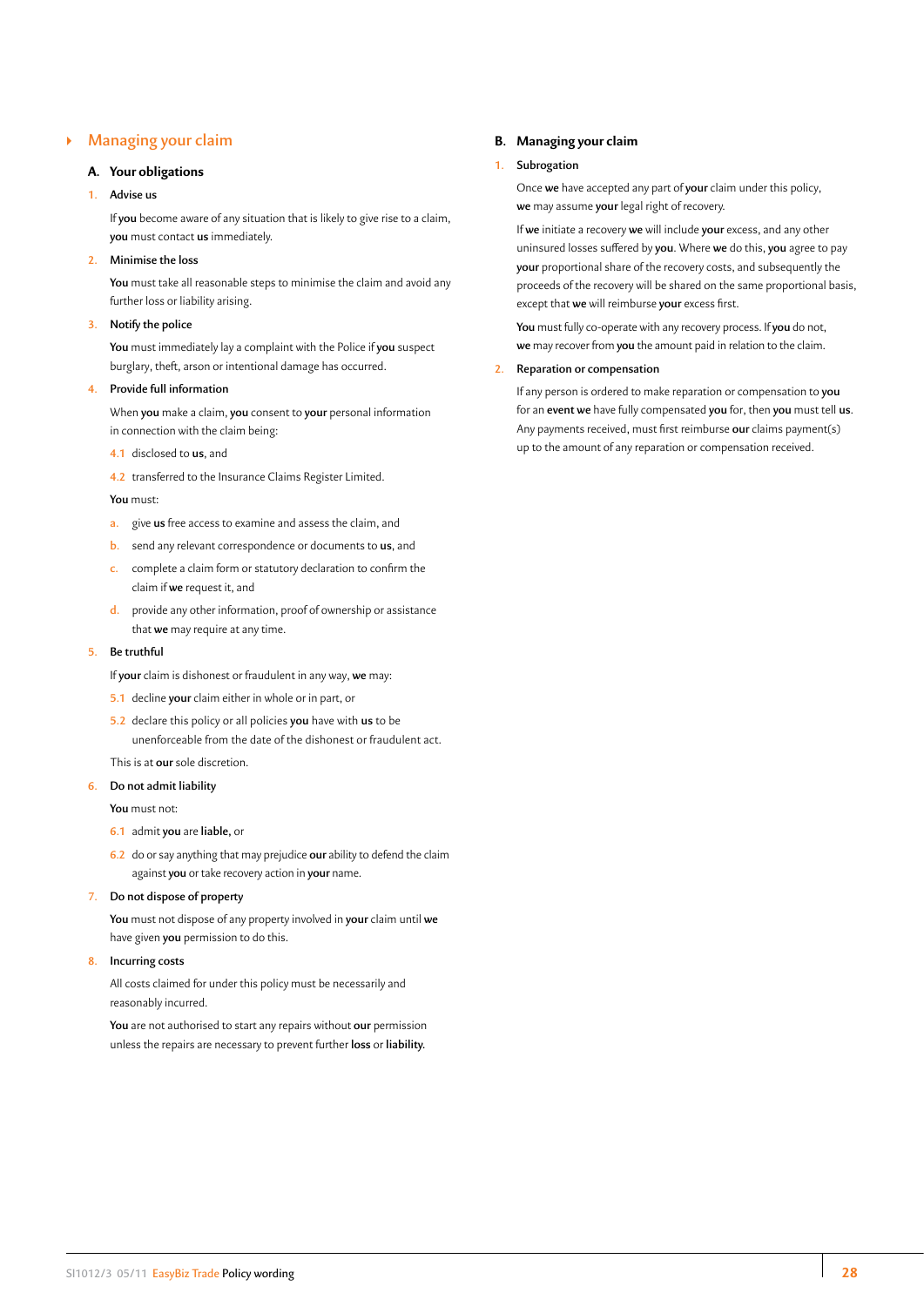## Managing your claim

### A. Your obligations

1. **Advise us**

   If **you** become aware of any situation that is likely to give rise to a claim, **you** must contact **us** immediately.

2. **Minimise the loss**

   **You** must take all reasonable steps to minimise the claim and avoid any further loss or liability arising.

3. **Notify the police**

   **You** must immediately lay a complaint with the Police if **you** suspect burglary, theft, arson or intentional damage has occurred.

4. **Provide full information**

   When **you** make a claim, **you** consent to **your** personal information in connection with the claim being:

   4.1 disclosed to **us**, and

   4.2 transferred to the Insurance Claims Register Limited.

   **You** must:

   a. give **us** free access to examine and assess the claim, and

   b. send any relevant correspondence or documents to **us**, and

   c. complete a claim form or statutory declaration to confirm the claim if **we** request it, and

   d. provide any other information, proof of ownership or assistance that **we** may require at any time.

5. **Be truthful**

   If **your** claim is dishonest or fraudulent in any way, **we** may:

   5.1 decline **your** claim either in whole or in part, or

   5.2 declare this policy or all policies **you** have with **us** to be unenforceable from the date of the dishonest or fraudulent act.

   This is at **our** sole discretion.

6. **Do not admit liability**

   **You** must not:

   6.1 admit **you** are **liable**, or

   6.2 do or say anything that may prejudice **our** ability to defend the claim against **you** or take recovery action in **your** name.

7. **Do not dispose of property**

   **You** must not dispose of any property involved in **your** claim until **we** have given **you** permission to do this.

8. **Incurring costs**

   All costs claimed for under this policy must be necessarily and reasonably incurred.

   **You** are not authorised to start any repairs without **our** permission unless the repairs are necessary to prevent further **loss** or **liability**.

### B. Managing your claim

1. **Subrogation**

   Once **we** have accepted any part of **your** claim under this policy, **we** may assume **your** legal right of recovery.

   If **we** initiate a recovery **we** will include **your** excess, and any other uninsured losses suffered by **you**. Where **we** do this, **you** agree to pay **your** proportional share of the recovery costs, and subsequently the proceeds of the recovery will be shared on the same proportional basis, except that **we** will reimburse **your** excess first.

   **You** must fully co-operate with any recovery process. If **you** do not, **we** may recover from **you** the amount paid in relation to the claim.

2. **Reparation or compensation**

   If any person is ordered to make reparation or compensation to **you** for an **event we** have fully compensated **you** for, then **you** must tell **us**. Any payments received, must first reimburse **our** claims payment(s) up to the amount of any reparation or compensation received.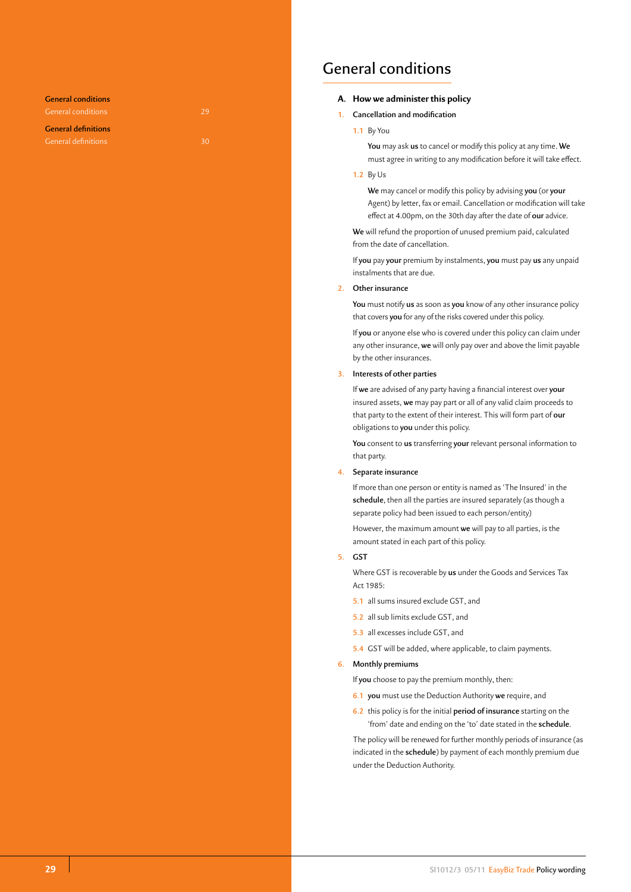**General conditions**

General conditions 29

**General definitions**

General definitions 30

# General conditions

## A. How we administer this policy

### 1. Cancellation and modification

1.1 By You

**You** may ask **us** to cancel or modify this policy at any time. **We** must agree in writing to any modification before it will take effect.

1.2 By Us

**We** may cancel or modify this policy by advising **you** (or **your** Agent) by letter, fax or email. Cancellation or modification will take effect at 4.00pm, on the 30th day after the date of **our** advice.

**We** will refund the proportion of unused premium paid, calculated from the date of cancellation.

If **you** pay **your** premium by instalments, **you** must pay **us** any unpaid instalments that are due.

### 2. Other insurance

**You** must notify **us** as soon as **you** know of any other insurance policy that covers **you** for any of the risks covered under this policy.

If **you** or anyone else who is covered under this policy can claim under any other insurance, **we** will only pay over and above the limit payable by the other insurances.

### 3. Interests of other parties

If **we** are advised of any party having a financial interest over **your** insured assets, **we** may pay part or all of any valid claim proceeds to that party to the extent of their interest. This will form part of **our** obligations to **you** under this policy.

**You** consent to **us** transferring **your** relevant personal information to that party.

### 4. Separate insurance

If more than one person or entity is named as 'The Insured' in the **schedule**, then all the parties are insured separately (as though a separate policy had been issued to each person/entity)

However, the maximum amount **we** will pay to all parties, is the amount stated in each part of this policy.

### 5. GST

Where GST is recoverable by **us** under the Goods and Services Tax Act 1985:

5.1 all sums insured exclude GST, and

5.2 all sub limits exclude GST, and

5.3 all excesses include GST, and

5.4 GST will be added, where applicable, to claim payments.

### 6. Monthly premiums

If **you** choose to pay the premium monthly, then:

6.1 **you** must use the Deduction Authority **we** require, and

6.2 this policy is for the initial **period of insurance** starting on the 'from' date and ending on the 'to' date stated in the **schedule**.

The policy will be renewed for further monthly periods of insurance (as indicated in the **schedule**) by payment of each monthly premium due under the Deduction Authority.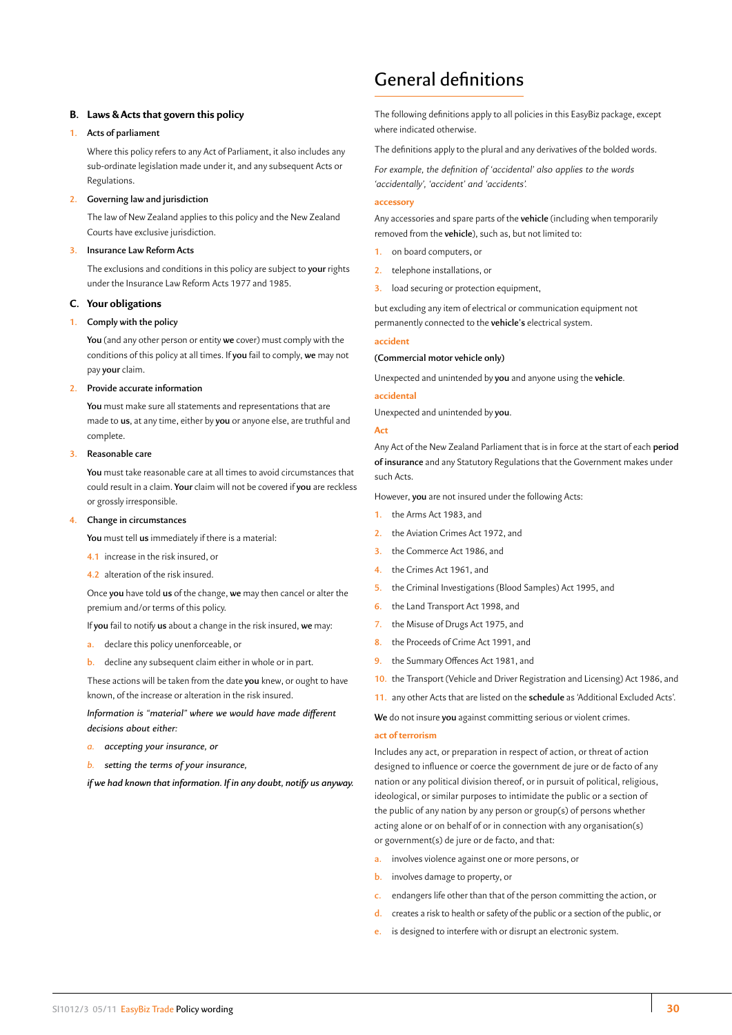## B. Laws & Acts that govern this policy

1. **Acts of parliament**

   Where this policy refers to any Act of Parliament, it also includes any sub-ordinate legislation made under it, and any subsequent Acts or Regulations.

2. **Governing law and jurisdiction**

   The law of New Zealand applies to this policy and the New Zealand Courts have exclusive jurisdiction.

3. **Insurance Law Reform Acts**

   The exclusions and conditions in this policy are subject to **your** rights under the Insurance Law Reform Acts 1977 and 1985.

## C. Your obligations

1. **Comply with the policy**

   **You** (and any other person or entity **we** cover) must comply with the conditions of this policy at all times. If **you** fail to comply, **we** may not pay **your** claim.

2. **Provide accurate information**

   **You** must make sure all statements and representations that are made to **us**, at any time, either by **you** or anyone else, are truthful and complete.

3. **Reasonable care**

   **You** must take reasonable care at all times to avoid circumstances that could result in a claim. **Your** claim will not be covered if **you** are reckless or grossly irresponsible.

4. **Change in circumstances**

   **You** must tell **us** immediately if there is a material:

   4.1 increase in the risk insured, or

   4.2 alteration of the risk insured.

   Once **you** have told **us** of the change, **we** may then cancel or alter the premium and/or terms of this policy.

   If **you** fail to notify **us** about a change in the risk insured, **we** may:

   a. declare this policy unenforceable, or

   b. decline any subsequent claim either in whole or in part.

   These actions will be taken from the date **you** knew, or ought to have known, of the increase or alteration in the risk insured.

   *Information is "material" where we would have made different decisions about either:*

   *a. accepting your insurance, or*

   *b. setting the terms of your insurance,*

   *if we had known that information. If in any doubt, notify us anyway.*

# General definitions

The following definitions apply to all policies in this EasyBiz package, except where indicated otherwise.

The definitions apply to the plural and any derivatives of the bolded words.

*For example, the definition of 'accidental' also applies to the words 'accidentally', 'accident' and 'accidents'.*

**accessory**

Any accessories and spare parts of the **vehicle** (including when temporarily removed from the **vehicle**), such as, but not limited to:

1. on board computers, or
2. telephone installations, or
3. load securing or protection equipment,

but excluding any item of electrical or communication equipment not permanently connected to the **vehicle's** electrical system.

**accident**

**(Commercial motor vehicle only)**

Unexpected and unintended by **you** and anyone using the **vehicle**.

**accidental**

Unexpected and unintended by **you**.

**Act**

Any Act of the New Zealand Parliament that is in force at the start of each **period of insurance** and any Statutory Regulations that the Government makes under such Acts.

However, **you** are not insured under the following Acts:

1. the Arms Act 1983, and
2. the Aviation Crimes Act 1972, and
3. the Commerce Act 1986, and
4. the Crimes Act 1961, and
5. the Criminal Investigations (Blood Samples) Act 1995, and
6. the Land Transport Act 1998, and
7. the Misuse of Drugs Act 1975, and
8. the Proceeds of Crime Act 1991, and
9. the Summary Offences Act 1981, and
10. the Transport (Vehicle and Driver Registration and Licensing) Act 1986, and
11. any other Acts that are listed on the **schedule** as 'Additional Excluded Acts'.

**We** do not insure **you** against committing serious or violent crimes.

**act of terrorism**

Includes any act, or preparation in respect of action, or threat of action designed to influence or coerce the government de jure or de facto of any nation or any political division thereof, or in pursuit of political, religious, ideological, or similar purposes to intimidate the public or a section of the public of any nation by any person or group(s) of persons whether acting alone or on behalf of or in connection with any organisation(s) or government(s) de jure or de facto, and that:

a. involves violence against one or more persons, or
b. involves damage to property, or
c. endangers life other than that of the person committing the action, or
d. creates a risk to health or safety of the public or a section of the public, or
e. is designed to interfere with or disrupt an electronic system.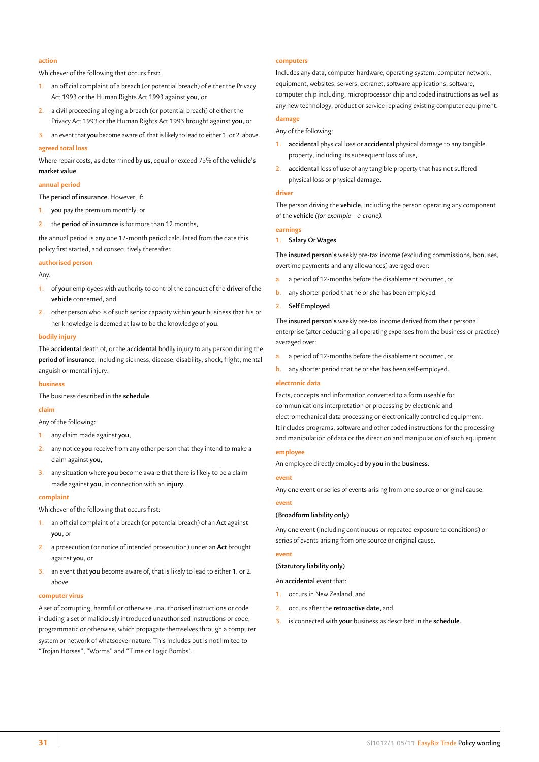#### action

Whichever of the following that occurs first:

1. an official complaint of a breach (or potential breach) of either the Privacy Act 1993 or the Human Rights Act 1993 against **you**, or
2. a civil proceeding alleging a breach (or potential breach) of either the Privacy Act 1993 or the Human Rights Act 1993 brought against **you**, or
3. an event that **you** become aware of, that is likely to lead to either 1. or 2. above.

#### agreed total loss

Where repair costs, as determined by **us,** equal or exceed 75% of the **vehicle's market value**.

#### annual period

The **period of insurance**. However, if:

1. **you** pay the premium monthly, or
2. the **period of insurance** is for more than 12 months,

the annual period is any one 12-month period calculated from the date this policy first started, and consecutively thereafter.

#### authorised person

Any:

1. of **your** employees with authority to control the conduct of the **driver** of the **vehicle** concerned, and
2. other person who is of such senior capacity within **your** business that his or her knowledge is deemed at law to be the knowledge of **you**.

#### bodily injury

The **accidental** death of, or the **accidental** bodily injury to any person during the **period of insurance**, including sickness, disease, disability, shock, fright, mental anguish or mental injury.

#### business

The business described in the **schedule**.

#### claim

Any of the following:

1. any claim made against **you**,
2. any notice **you** receive from any other person that they intend to make a claim against **you**,
3. any situation where **you** become aware that there is likely to be a claim made against **you**, in connection with an **injury**.

#### complaint

Whichever of the following that occurs first:

1. an official complaint of a breach (or potential breach) of an **Act** against **you**, or
2. a prosecution (or notice of intended prosecution) under an **Act** brought against **you**, or
3. an event that **you** become aware of, that is likely to lead to either 1. or 2. above.

#### computer virus

A set of corrupting, harmful or otherwise unauthorised instructions or code including a set of maliciously introduced unauthorised instructions or code, programmatic or otherwise, which propagate themselves through a computer system or network of whatsoever nature. This includes but is not limited to "Trojan Horses", "Worms" and "Time or Logic Bombs".

#### computers

Includes any data, computer hardware, operating system, computer network, equipment, websites, servers, extranet, software applications, software, computer chip including, microprocessor chip and coded instructions as well as any new technology, product or service replacing existing computer equipment.

#### damage

Any of the following:

1. **accidental** physical loss or **accidental** physical damage to any tangible property, including its subsequent loss of use,
2. **accidental** loss of use of any tangible property that has not suffered physical loss or physical damage.

#### driver

The person driving the **vehicle**, including the person operating any component of the **vehicle** *(for example - a crane)*.

#### earnings

1. **Salary Or Wages**

The **insured person's** weekly pre-tax income (excluding commissions, bonuses, overtime payments and any allowances) averaged over:

a. a period of 12-months before the disablement occurred, or
b. any shorter period that he or she has been employed.

2. **Self Employed**

The **insured person's** weekly pre-tax income derived from their personal enterprise (after deducting all operating expenses from the business or practice) averaged over:

a. a period of 12-months before the disablement occurred, or
b. any shorter period that he or she has been self-employed.

#### electronic data

Facts, concepts and information converted to a form useable for communications interpretation or processing by electronic and electromechanical data processing or electronically controlled equipment. It includes programs, software and other coded instructions for the processing and manipulation of data or the direction and manipulation of such equipment.

#### employee

An employee directly employed by **you** in the **business**.

#### event

Any one event or series of events arising from one source or original cause.

#### event

**(Broadform liability only)**

Any one event (including continuous or repeated exposure to conditions) or series of events arising from one source or original cause.

#### event

**(Statutory liability only)**

An **accidental** event that:

1. occurs in New Zealand, and
2. occurs after the **retroactive date**, and
3. is connected with **your** business as described in the **schedule**.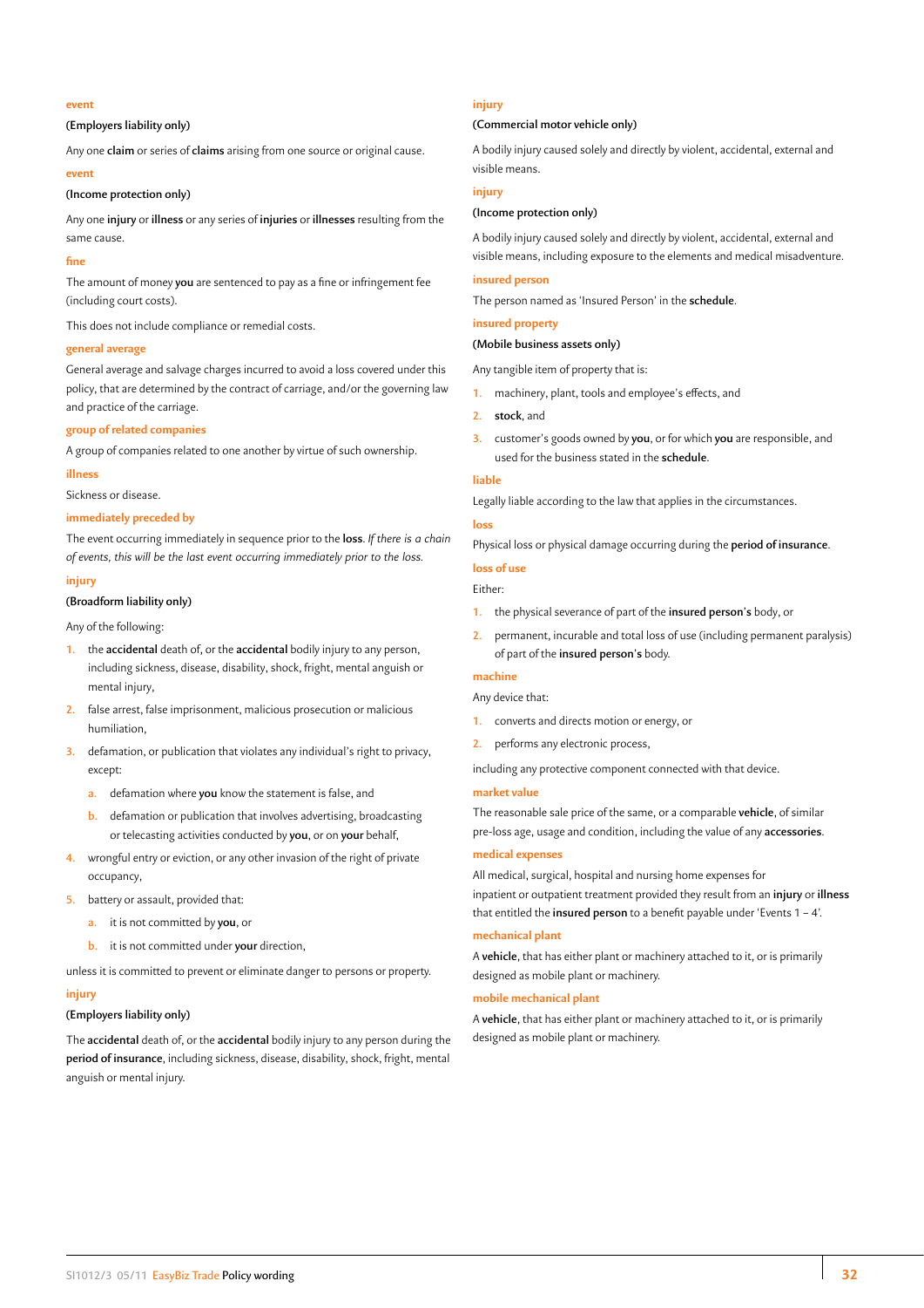### event

**(Employers liability only)**

Any one **claim** or series of **claims** arising from one source or original cause.

### event

**(Income protection only)**

Any one **injury** or **illness** or any series of **injuries** or **illnesses** resulting from the same cause.

### fine

The amount of money **you** are sentenced to pay as a fine or infringement fee (including court costs).

This does not include compliance or remedial costs.

### general average

General average and salvage charges incurred to avoid a loss covered under this policy, that are determined by the contract of carriage, and/or the governing law and practice of the carriage.

### group of related companies

A group of companies related to one another by virtue of such ownership.

### illness

Sickness or disease.

### immediately preceded by

The event occurring immediately in sequence prior to the **loss**. *If there is a chain of events, this will be the last event occurring immediately prior to the loss.*

### injury

**(Broadform liability only)**

Any of the following:

1. the **accidental** death of, or the **accidental** bodily injury to any person, including sickness, disease, disability, shock, fright, mental anguish or mental injury,
2. false arrest, false imprisonment, malicious prosecution or malicious humiliation,
3. defamation, or publication that violates any individual's right to privacy, except:
   a. defamation where **you** know the statement is false, and
   b. defamation or publication that involves advertising, broadcasting or telecasting activities conducted by **you**, or on **your** behalf,
4. wrongful entry or eviction, or any other invasion of the right of private occupancy,
5. battery or assault, provided that:
   a. it is not committed by **you**, or
   b. it is not committed under **your** direction,

unless it is committed to prevent or eliminate danger to persons or property.

### injury

**(Employers liability only)**

The **accidental** death of, or the **accidental** bodily injury to any person during the **period of insurance**, including sickness, disease, disability, shock, fright, mental anguish or mental injury.

### injury

**(Commercial motor vehicle only)**

A bodily injury caused solely and directly by violent, accidental, external and visible means.

### injury

**(Income protection only)**

A bodily injury caused solely and directly by violent, accidental, external and visible means, including exposure to the elements and medical misadventure.

### insured person

The person named as 'Insured Person' in the **schedule**.

### insured property

**(Mobile business assets only)**

Any tangible item of property that is:

1. machinery, plant, tools and employee's effects, and
2. **stock**, and
3. customer's goods owned by **you**, or for which **you** are responsible, and used for the business stated in the **schedule**.

### liable

Legally liable according to the law that applies in the circumstances.

### loss

Physical loss or physical damage occurring during the **period of insurance**.

### loss of use

Either:

1. the physical severance of part of the **insured person's** body, or
2. permanent, incurable and total loss of use (including permanent paralysis) of part of the **insured person's** body.

### machine

Any device that:

1. converts and directs motion or energy, or
2. performs any electronic process,

including any protective component connected with that device.

### market value

The reasonable sale price of the same, or a comparable **vehicle**, of similar pre-loss age, usage and condition, including the value of any **accessories**.

### medical expenses

All medical, surgical, hospital and nursing home expenses for inpatient or outpatient treatment provided they result from an **injury** or **illness** that entitled the **insured person** to a benefit payable under 'Events 1 – 4'.

### mechanical plant

A **vehicle**, that has either plant or machinery attached to it, or is primarily designed as mobile plant or machinery.

### mobile mechanical plant

A **vehicle**, that has either plant or machinery attached to it, or is primarily designed as mobile plant or machinery.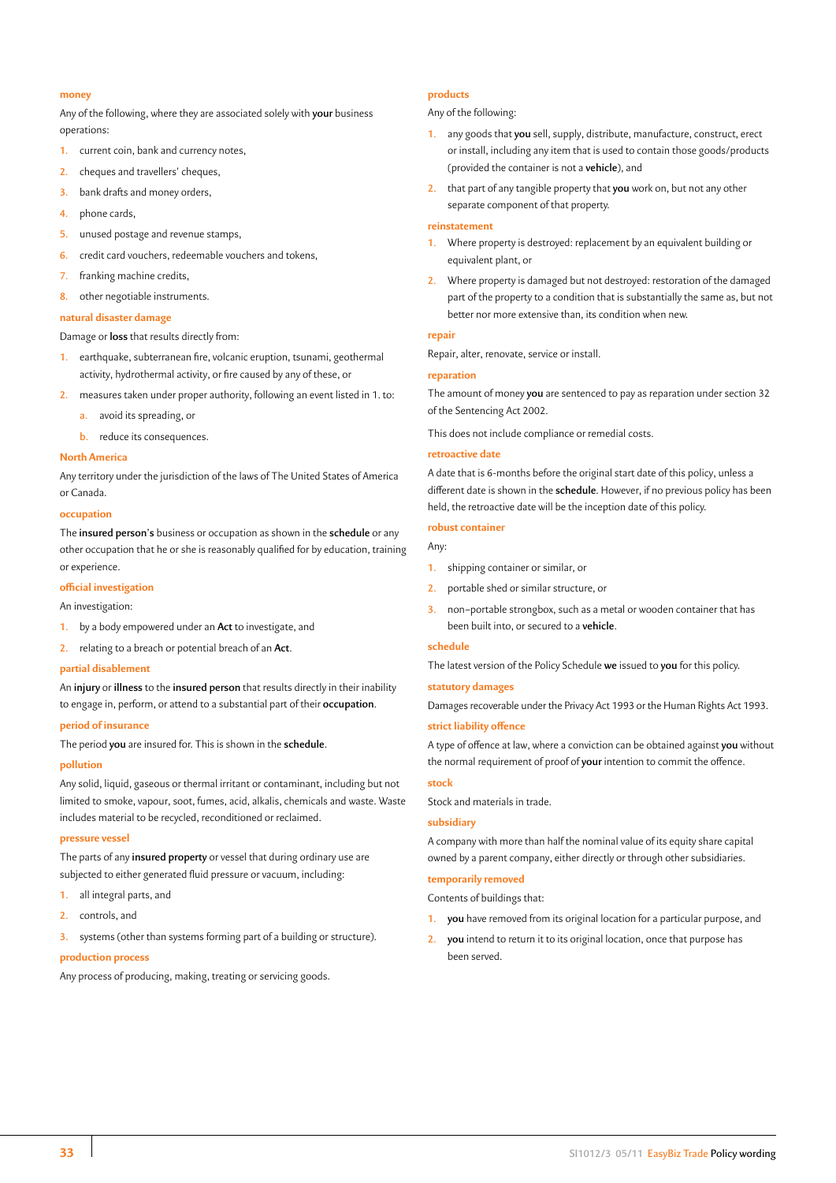### money

Any of the following, where they are associated solely with **your** business operations:

1. current coin, bank and currency notes,
2. cheques and travellers' cheques,
3. bank drafts and money orders,
4. phone cards,
5. unused postage and revenue stamps,
6. credit card vouchers, redeemable vouchers and tokens,
7. franking machine credits,
8. other negotiable instruments.

### natural disaster damage

Damage or **loss** that results directly from:

1. earthquake, subterranean fire, volcanic eruption, tsunami, geothermal activity, hydrothermal activity, or fire caused by any of these, or
2. measures taken under proper authority, following an event listed in 1. to:
   a. avoid its spreading, or
   b. reduce its consequences.

### North America

Any territory under the jurisdiction of the laws of The United States of America or Canada.

### occupation

The **insured person's** business or occupation as shown in the **schedule** or any other occupation that he or she is reasonably qualified for by education, training or experience.

### official investigation

An investigation:

1. by a body empowered under an **Act** to investigate, and
2. relating to a breach or potential breach of an **Act**.

### partial disablement

An **injury** or **illness** to the **insured person** that results directly in their inability to engage in, perform, or attend to a substantial part of their **occupation**.

### period of insurance

The period **you** are insured for. This is shown in the **schedule**.

### pollution

Any solid, liquid, gaseous or thermal irritant or contaminant, including but not limited to smoke, vapour, soot, fumes, acid, alkalis, chemicals and waste. Waste includes material to be recycled, reconditioned or reclaimed.

### pressure vessel

The parts of any **insured property** or vessel that during ordinary use are subjected to either generated fluid pressure or vacuum, including:

1. all integral parts, and
2. controls, and
3. systems (other than systems forming part of a building or structure).

### production process

Any process of producing, making, treating or servicing goods.

### products

Any of the following:

1. any goods that **you** sell, supply, distribute, manufacture, construct, erect or install, including any item that is used to contain those goods/products (provided the container is not a **vehicle**), and
2. that part of any tangible property that **you** work on, but not any other separate component of that property.

### reinstatement

1. Where property is destroyed: replacement by an equivalent building or equivalent plant, or
2. Where property is damaged but not destroyed: restoration of the damaged part of the property to a condition that is substantially the same as, but not better nor more extensive than, its condition when new.

### repair

Repair, alter, renovate, service or install.

### reparation

The amount of money **you** are sentenced to pay as reparation under section 32 of the Sentencing Act 2002.

This does not include compliance or remedial costs.

### retroactive date

A date that is 6-months before the original start date of this policy, unless a different date is shown in the **schedule**. However, if no previous policy has been held, the retroactive date will be the inception date of this policy.

### robust container

Any:

1. shipping container or similar, or
2. portable shed or similar structure, or
3. non-portable strongbox, such as a metal or wooden container that has been built into, or secured to a **vehicle**.

### schedule

The latest version of the Policy Schedule **we** issued to **you** for this policy.

### statutory damages

Damages recoverable under the Privacy Act 1993 or the Human Rights Act 1993.

### strict liability offence

A type of offence at law, where a conviction can be obtained against **you** without the normal requirement of proof of **your** intention to commit the offence.

### stock

Stock and materials in trade.

### subsidiary

A company with more than half the nominal value of its equity share capital owned by a parent company, either directly or through other subsidiaries.

### temporarily removed

Contents of buildings that:

1. **you** have removed from its original location for a particular purpose, and
2. **you** intend to return it to its original location, once that purpose has been served.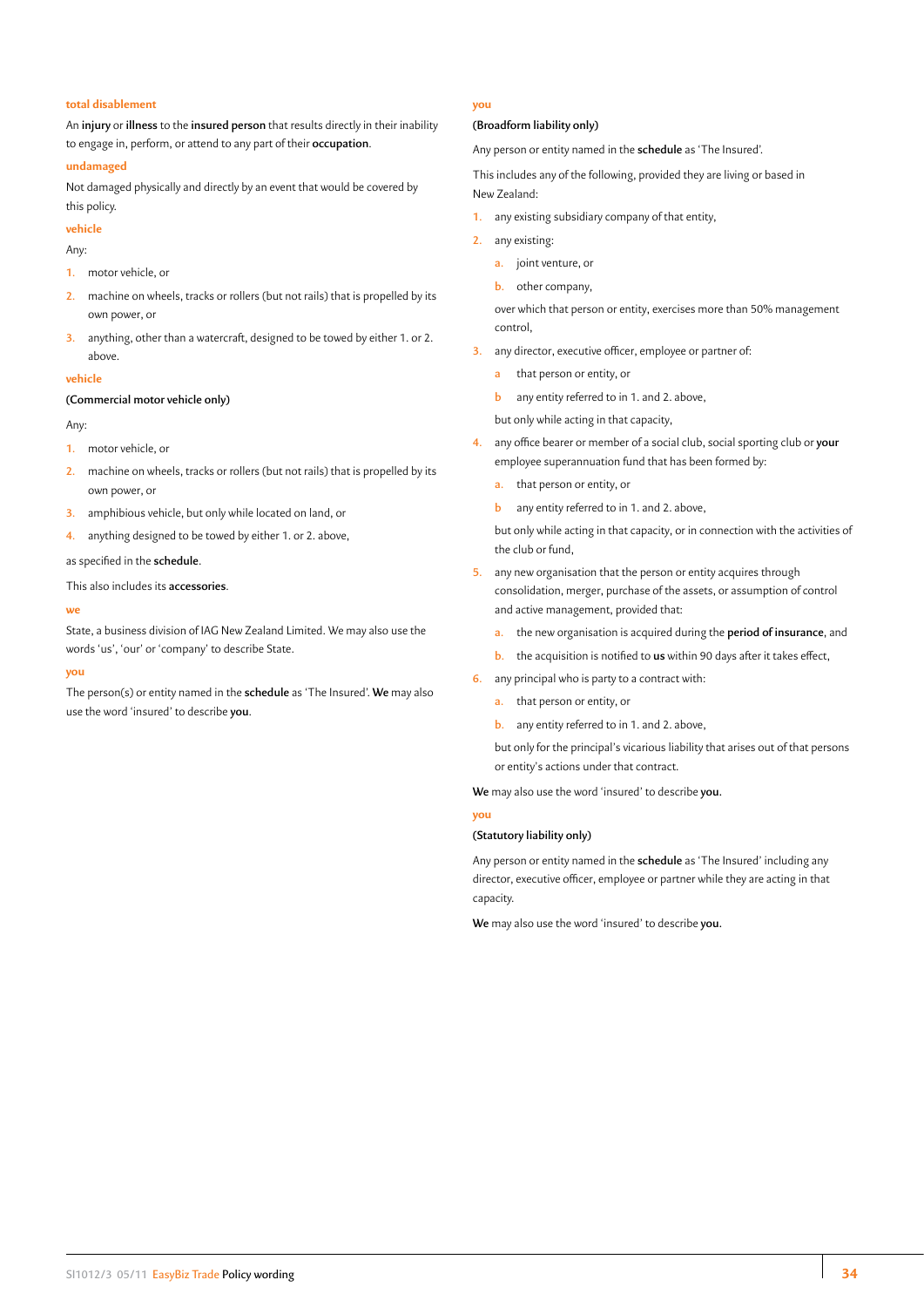### total disablement

An **injury** or **illness** to the **insured person** that results directly in their inability to engage in, perform, or attend to any part of their **occupation**.

### undamaged

Not damaged physically and directly by an event that would be covered by this policy.

### vehicle

Any:

1. motor vehicle, or
2. machine on wheels, tracks or rollers (but not rails) that is propelled by its own power, or
3. anything, other than a watercraft, designed to be towed by either 1. or 2. above.

### vehicle

**(Commercial motor vehicle only)**

Any:

1. motor vehicle, or
2. machine on wheels, tracks or rollers (but not rails) that is propelled by its own power, or
3. amphibious vehicle, but only while located on land, or
4. anything designed to be towed by either 1. or 2. above,

as specified in the **schedule**.

This also includes its **accessories**.

### we

State, a business division of IAG New Zealand Limited. We may also use the words 'us', 'our' or 'company' to describe State.

### you

The person(s) or entity named in the **schedule** as 'The Insured'. **We** may also use the word 'insured' to describe **you**.

### you

**(Broadform liability only)**

Any person or entity named in the **schedule** as 'The Insured'.

This includes any of the following, provided they are living or based in New Zealand:

1. any existing subsidiary company of that entity,
2. any existing:
   a. joint venture, or
   b. other company,

   over which that person or entity, exercises more than 50% management control,
3. any director, executive officer, employee or partner of:
   a that person or entity, or
   b any entity referred to in 1. and 2. above,

   but only while acting in that capacity,
4. any office bearer or member of a social club, social sporting club or **your** employee superannuation fund that has been formed by:
   a. that person or entity, or
   b any entity referred to in 1. and 2. above,

   but only while acting in that capacity, or in connection with the activities of the club or fund,
5. any new organisation that the person or entity acquires through consolidation, merger, purchase of the assets, or assumption of control and active management, provided that:
   a. the new organisation is acquired during the **period of insurance**, and
   b. the acquisition is notified to **us** within 90 days after it takes effect,
6. any principal who is party to a contract with:
   a. that person or entity, or
   b. any entity referred to in 1. and 2. above,

   but only for the principal's vicarious liability that arises out of that persons or entity's actions under that contract.

**We** may also use the word 'insured' to describe **you**.

### you

**(Statutory liability only)**

Any person or entity named in the **schedule** as 'The Insured' including any director, executive officer, employee or partner while they are acting in that capacity.

**We** may also use the word 'insured' to describe **you**.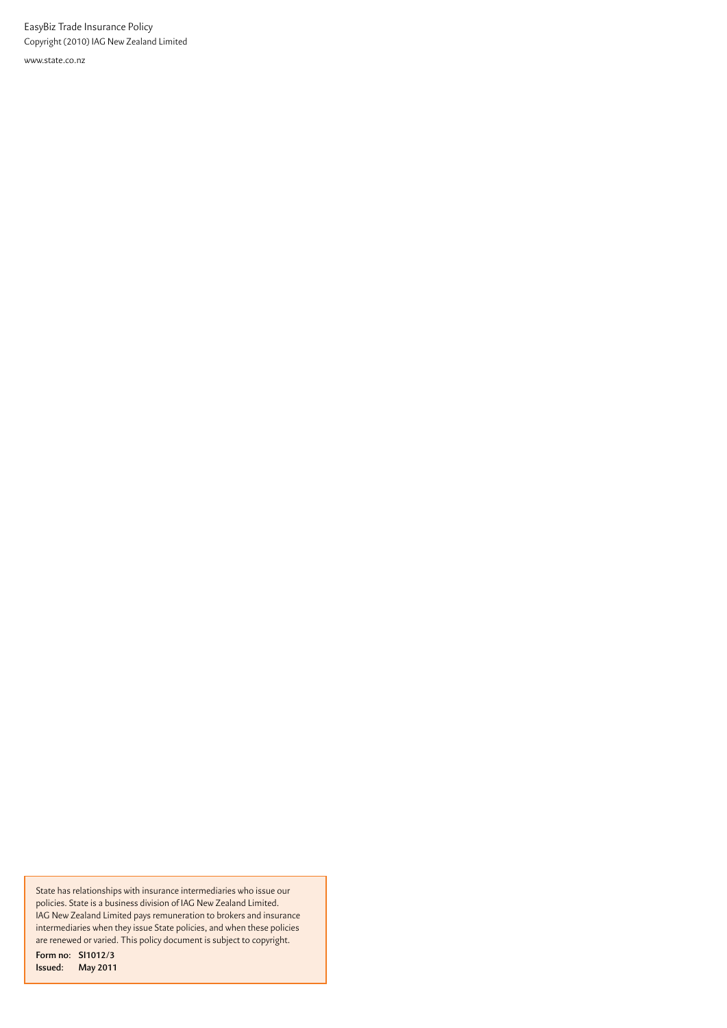EasyBiz Trade Insurance Policy
Copyright (2010) IAG New Zealand Limited

www.state.co.nz

State has relationships with insurance intermediaries who issue our policies. State is a business division of IAG New Zealand Limited. IAG New Zealand Limited pays remuneration to brokers and insurance intermediaries when they issue State policies, and when these policies are renewed or varied. This policy document is subject to copyright.

**Form no: SI1012/3**
**Issued: May 2011**